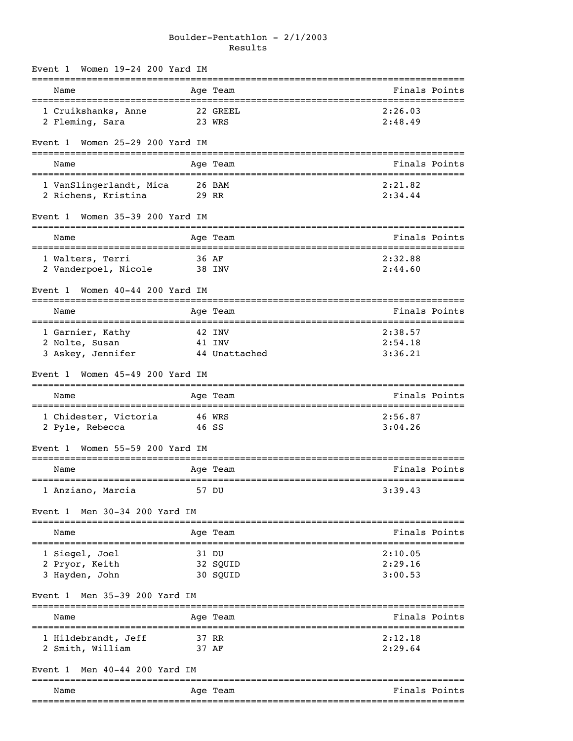# Boulder-Pentathlon - 2/1/2003
## Results

### Event 1 Women 19-24 200 Yard IM

| | Name | Age | Team | Finals | Points |
|---|---|---|---|---|---|
| 1 | Cruikshanks, Anne | 22 | GREEL | 2:26.03 | |
| 2 | Fleming, Sara | 23 | WRS | 2:48.49 | |

### Event 1 Women 25-29 200 Yard IM

| | Name | Age | Team | Finals | Points |
|---|---|---|---|---|---|
| 1 | VanSlingerlandt, Mica | 26 | BAM | 2:21.82 | |
| 2 | Richens, Kristina | 29 | RR | 2:34.44 | |

### Event 1 Women 35-39 200 Yard IM

| | Name | Age | Team | Finals | Points |
|---|---|---|---|---|---|
| 1 | Walters, Terri | 36 | AF | 2:32.88 | |
| 2 | Vanderpoel, Nicole | 38 | INV | 2:44.60 | |

### Event 1 Women 40-44 200 Yard IM

| | Name | Age | Team | Finals | Points |
|---|---|---|---|---|---|
| 1 | Garnier, Kathy | 42 | INV | 2:38.57 | |
| 2 | Nolte, Susan | 41 | INV | 2:54.18 | |
| 3 | Askey, Jennifer | 44 | Unattached | 3:36.21 | |

### Event 1 Women 45-49 200 Yard IM

| | Name | Age | Team | Finals | Points |
|---|---|---|---|---|---|
| 1 | Chidester, Victoria | 46 | WRS | 2:56.87 | |
| 2 | Pyle, Rebecca | 46 | SS | 3:04.26 | |

### Event 1 Women 55-59 200 Yard IM

| | Name | Age | Team | Finals | Points |
|---|---|---|---|---|---|
| 1 | Anziano, Marcia | 57 | DU | 3:39.43 | |

### Event 1 Men 30-34 200 Yard IM

| | Name | Age | Team | Finals | Points |
|---|---|---|---|---|---|
| 1 | Siegel, Joel | 31 | DU | 2:10.05 | |
| 2 | Pryor, Keith | 32 | SQUID | 2:29.16 | |
| 3 | Hayden, John | 30 | SQUID | 3:00.53 | |

### Event 1 Men 35-39 200 Yard IM

| | Name | Age | Team | Finals | Points |
|---|---|---|---|---|---|
| 1 | Hildebrandt, Jeff | 37 | RR | 2:12.18 | |
| 2 | Smith, William | 37 | AF | 2:29.64 | |

### Event 1 Men 40-44 200 Yard IM

| | Name | Age | Team | Finals | Points |
|---|---|---|---|---|---|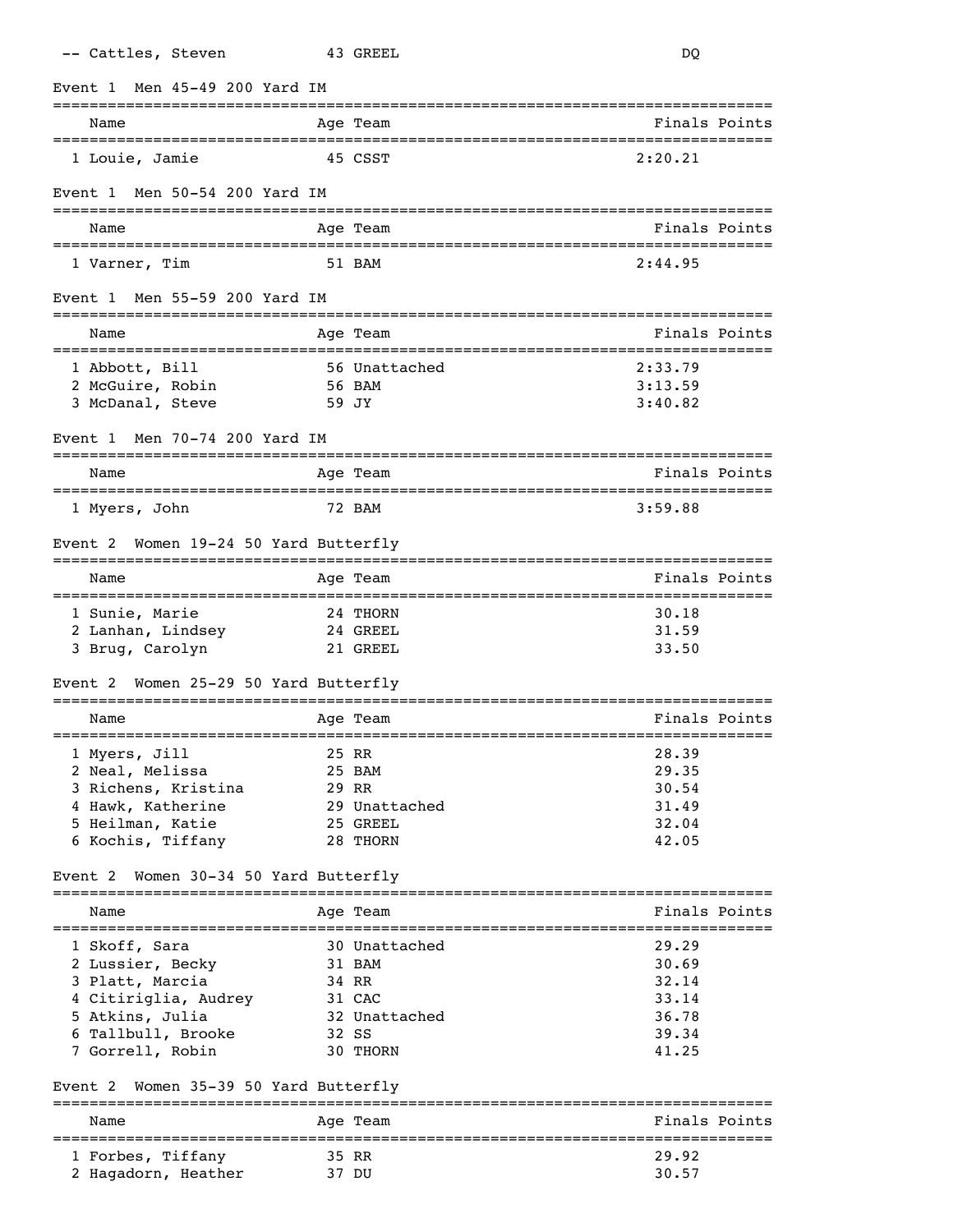| | Name | Age | Team | Finals | Points |
|---|---|---|---|---|---|
| -- | Cattles, Steven | 43 | GREEL | DQ | |

### Event 1 Men 45-49 200 Yard IM

| | Name | Age | Team | Finals | Points |
|---|---|---|---|---|---|
| 1 | Louie, Jamie | 45 | CSST | 2:20.21 | |

### Event 1 Men 50-54 200 Yard IM

| | Name | Age | Team | Finals | Points |
|---|---|---|---|---|---|
| 1 | Varner, Tim | 51 | BAM | 2:44.95 | |

### Event 1 Men 55-59 200 Yard IM

| | Name | Age | Team | Finals | Points |
|---|---|---|---|---|---|
| 1 | Abbott, Bill | 56 | Unattached | 2:33.79 | |
| 2 | McGuire, Robin | 56 | BAM | 3:13.59 | |
| 3 | McDanal, Steve | 59 | JY | 3:40.82 | |

### Event 1 Men 70-74 200 Yard IM

| | Name | Age | Team | Finals | Points |
|---|---|---|---|---|---|
| 1 | Myers, John | 72 | BAM | 3:59.88 | |

### Event 2 Women 19-24 50 Yard Butterfly

| | Name | Age | Team | Finals | Points |
|---|---|---|---|---|---|
| 1 | Sunie, Marie | 24 | THORN | 30.18 | |
| 2 | Lanhan, Lindsey | 24 | GREEL | 31.59 | |
| 3 | Brug, Carolyn | 21 | GREEL | 33.50 | |

### Event 2 Women 25-29 50 Yard Butterfly

| | Name | Age | Team | Finals | Points |
|---|---|---|---|---|---|
| 1 | Myers, Jill | 25 | RR | 28.39 | |
| 2 | Neal, Melissa | 25 | BAM | 29.35 | |
| 3 | Richens, Kristina | 29 | RR | 30.54 | |
| 4 | Hawk, Katherine | 29 | Unattached | 31.49 | |
| 5 | Heilman, Katie | 25 | GREEL | 32.04 | |
| 6 | Kochis, Tiffany | 28 | THORN | 42.05 | |

### Event 2 Women 30-34 50 Yard Butterfly

| | Name | Age | Team | Finals | Points |
|---|---|---|---|---|---|
| 1 | Skoff, Sara | 30 | Unattached | 29.29 | |
| 2 | Lussier, Becky | 31 | BAM | 30.69 | |
| 3 | Platt, Marcia | 34 | RR | 32.14 | |
| 4 | Citiriglia, Audrey | 31 | CAC | 33.14 | |
| 5 | Atkins, Julia | 32 | Unattached | 36.78 | |
| 6 | Tallbull, Brooke | 32 | SS | 39.34 | |
| 7 | Gorrell, Robin | 30 | THORN | 41.25 | |

### Event 2 Women 35-39 50 Yard Butterfly

| | Name | Age | Team | Finals | Points |
|---|---|---|---|---|---|
| 1 | Forbes, Tiffany | 35 | RR | 29.92 | |
| 2 | Hagadorn, Heather | 37 | DU | 30.57 | |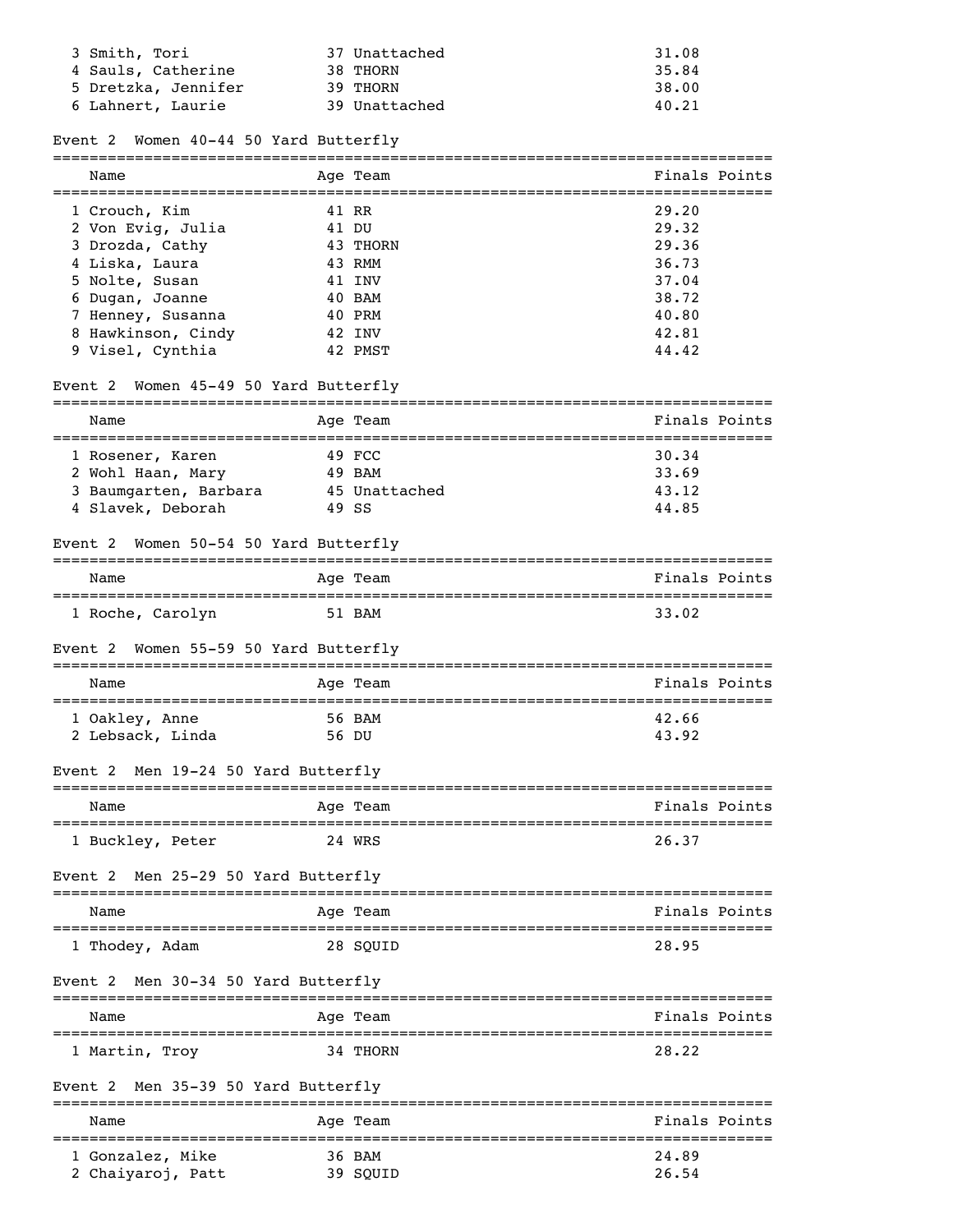| Name | Age | Team | Finals | Points |
|---|---|---|---|---|
| 3 Smith, Tori | 37 | Unattached | 31.08 | |
| 4 Sauls, Catherine | 38 | THORN | 35.84 | |
| 5 Dretzka, Jennifer | 39 | THORN | 38.00 | |
| 6 Lahnert, Laurie | 39 | Unattached | 40.21 | |

### Event 2 Women 40-44 50 Yard Butterfly

| Name | Age | Team | Finals | Points |
|---|---|---|---|---|
| 1 Crouch, Kim | 41 | RR | 29.20 | |
| 2 Von Evig, Julia | 41 | DU | 29.32 | |
| 3 Drozda, Cathy | 43 | THORN | 29.36 | |
| 4 Liska, Laura | 43 | RMM | 36.73 | |
| 5 Nolte, Susan | 41 | INV | 37.04 | |
| 6 Dugan, Joanne | 40 | BAM | 38.72 | |
| 7 Henney, Susanna | 40 | PRM | 40.80 | |
| 8 Hawkinson, Cindy | 42 | INV | 42.81 | |
| 9 Visel, Cynthia | 42 | PMST | 44.42 | |

### Event 2 Women 45-49 50 Yard Butterfly

| Name | Age | Team | Finals | Points |
|---|---|---|---|---|
| 1 Rosener, Karen | 49 | FCC | 30.34 | |
| 2 Wohl Haan, Mary | 49 | BAM | 33.69 | |
| 3 Baumgarten, Barbara | 45 | Unattached | 43.12 | |
| 4 Slavek, Deborah | 49 | SS | 44.85 | |

### Event 2 Women 50-54 50 Yard Butterfly

| Name | Age | Team | Finals | Points |
|---|---|---|---|---|
| 1 Roche, Carolyn | 51 | BAM | 33.02 | |

### Event 2 Women 55-59 50 Yard Butterfly

| Name | Age | Team | Finals | Points |
|---|---|---|---|---|
| 1 Oakley, Anne | 56 | BAM | 42.66 | |
| 2 Lebsack, Linda | 56 | DU | 43.92 | |

### Event 2 Men 19-24 50 Yard Butterfly

| Name | Age | Team | Finals | Points |
|---|---|---|---|---|
| 1 Buckley, Peter | 24 | WRS | 26.37 | |

### Event 2 Men 25-29 50 Yard Butterfly

| Name | Age | Team | Finals | Points |
|---|---|---|---|---|
| 1 Thodey, Adam | 28 | SQUID | 28.95 | |

### Event 2 Men 30-34 50 Yard Butterfly

| Name | Age | Team | Finals | Points |
|---|---|---|---|---|
| 1 Martin, Troy | 34 | THORN | 28.22 | |

### Event 2 Men 35-39 50 Yard Butterfly

| Name | Age | Team | Finals | Points |
|---|---|---|---|---|
| 1 Gonzalez, Mike | 36 | BAM | 24.89 | |
| 2 Chaiyaroj, Patt | 39 | SQUID | 26.54 | |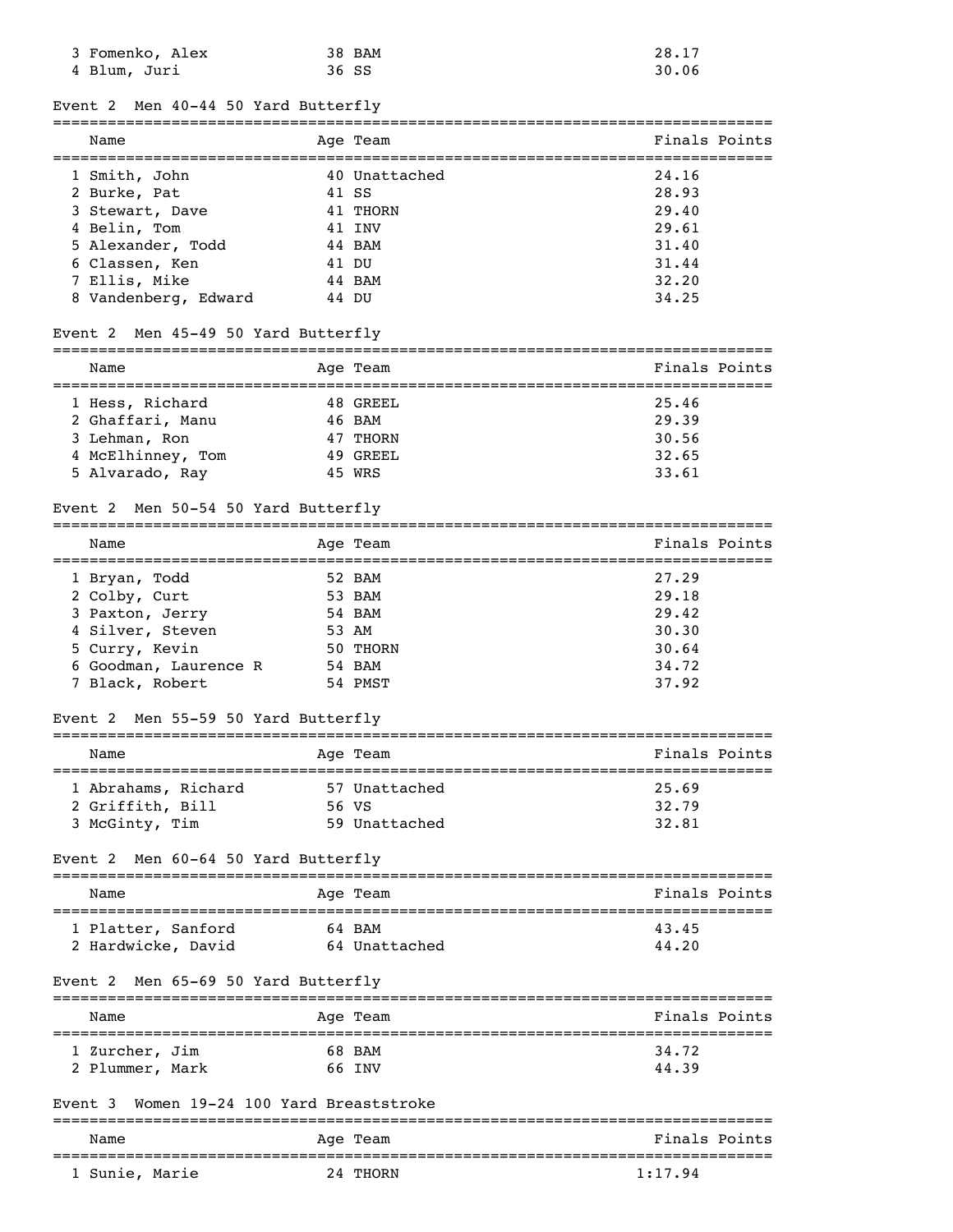| | Name | Age | Team | Finals | Points |
|---|---|---|---|---|---|
| 3 | Fomenko, Alex | 38 | BAM | 28.17 | |
| 4 | Blum, Juri | 36 | SS | 30.06 | |

Event 2 Men 40-44 50 Yard Butterfly

| | Name | Age | Team | Finals | Points |
|---|---|---|---|---|---|
| 1 | Smith, John | 40 | Unattached | 24.16 | |
| 2 | Burke, Pat | 41 | SS | 28.93 | |
| 3 | Stewart, Dave | 41 | THORN | 29.40 | |
| 4 | Belin, Tom | 41 | INV | 29.61 | |
| 5 | Alexander, Todd | 44 | BAM | 31.40 | |
| 6 | Classen, Ken | 41 | DU | 31.44 | |
| 7 | Ellis, Mike | 44 | BAM | 32.20 | |
| 8 | Vandenberg, Edward | 44 | DU | 34.25 | |

Event 2 Men 45-49 50 Yard Butterfly

| | Name | Age | Team | Finals | Points |
|---|---|---|---|---|---|
| 1 | Hess, Richard | 48 | GREEL | 25.46 | |
| 2 | Ghaffari, Manu | 46 | BAM | 29.39 | |
| 3 | Lehman, Ron | 47 | THORN | 30.56 | |
| 4 | McElhinney, Tom | 49 | GREEL | 32.65 | |
| 5 | Alvarado, Ray | 45 | WRS | 33.61 | |

Event 2 Men 50-54 50 Yard Butterfly

| | Name | Age | Team | Finals | Points |
|---|---|---|---|---|---|
| 1 | Bryan, Todd | 52 | BAM | 27.29 | |
| 2 | Colby, Curt | 53 | BAM | 29.18 | |
| 3 | Paxton, Jerry | 54 | BAM | 29.42 | |
| 4 | Silver, Steven | 53 | AM | 30.30 | |
| 5 | Curry, Kevin | 50 | THORN | 30.64 | |
| 6 | Goodman, Laurence R | 54 | BAM | 34.72 | |
| 7 | Black, Robert | 54 | PMST | 37.92 | |

Event 2 Men 55-59 50 Yard Butterfly

| | Name | Age | Team | Finals | Points |
|---|---|---|---|---|---|
| 1 | Abrahams, Richard | 57 | Unattached | 25.69 | |
| 2 | Griffith, Bill | 56 | VS | 32.79 | |
| 3 | McGinty, Tim | 59 | Unattached | 32.81 | |

Event 2 Men 60-64 50 Yard Butterfly

| | Name | Age | Team | Finals | Points |
|---|---|---|---|---|---|
| 1 | Platter, Sanford | 64 | BAM | 43.45 | |
| 2 | Hardwicke, David | 64 | Unattached | 44.20 | |

Event 2 Men 65-69 50 Yard Butterfly

| | Name | Age | Team | Finals | Points |
|---|---|---|---|---|---|
| 1 | Zurcher, Jim | 68 | BAM | 34.72 | |
| 2 | Plummer, Mark | 66 | INV | 44.39 | |

Event 3 Women 19-24 100 Yard Breaststroke

| | Name | Age | Team | Finals | Points |
|---|---|---|---|---|---|
| 1 | Sunie, Marie | 24 | THORN | 1:17.94 | |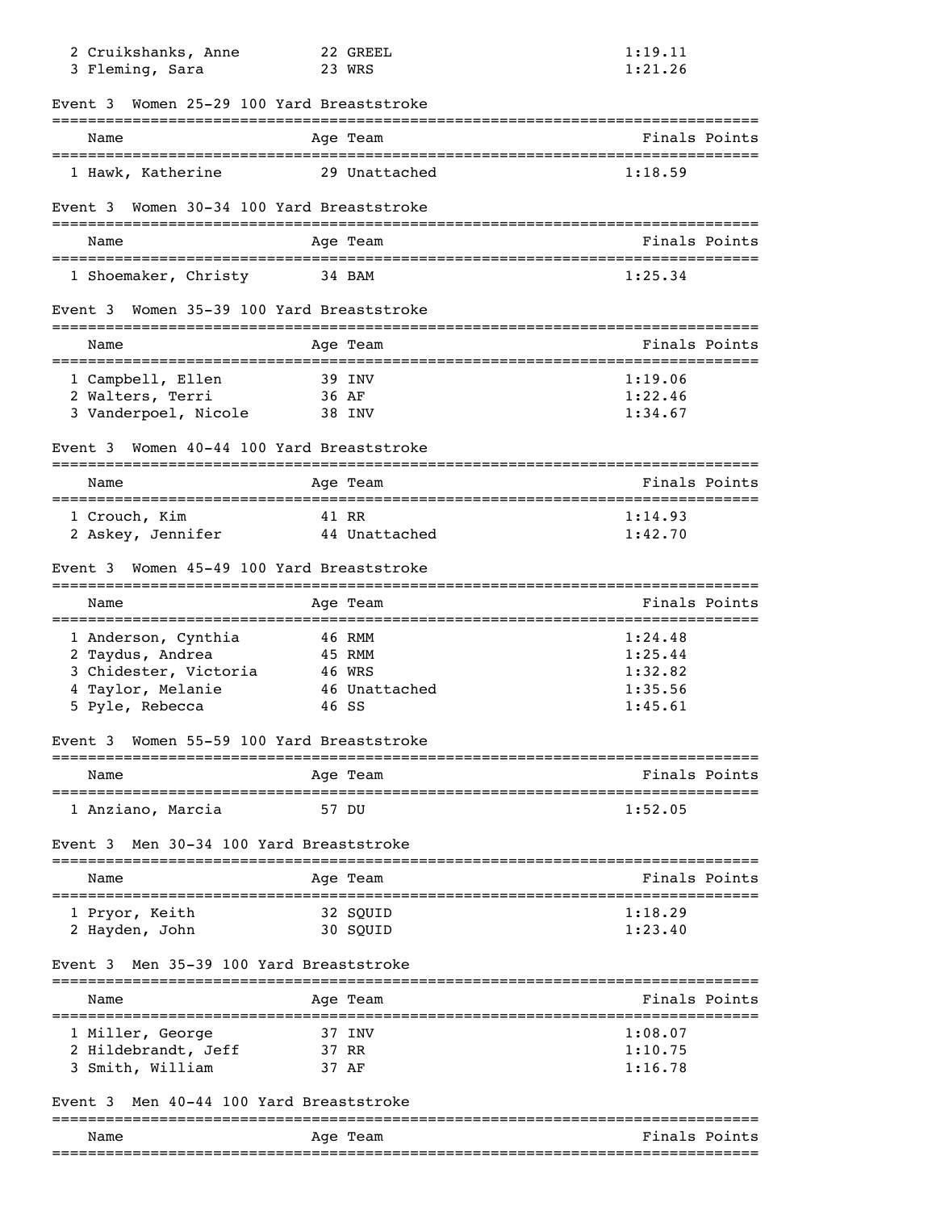| Name | Age | Team | Finals | Points |
|---|---|---|---|---|
| 2 Cruikshanks, Anne | 22 | GREEL | 1:19.11 | |
| 3 Fleming, Sara | 23 | WRS | 1:21.26 | |

Event 3 Women 25-29 100 Yard Breaststroke

| Name | Age | Team | Finals | Points |
|---|---|---|---|---|
| 1 Hawk, Katherine | 29 | Unattached | 1:18.59 | |

Event 3 Women 30-34 100 Yard Breaststroke

| Name | Age | Team | Finals | Points |
|---|---|---|---|---|
| 1 Shoemaker, Christy | 34 | BAM | 1:25.34 | |

Event 3 Women 35-39 100 Yard Breaststroke

| Name | Age | Team | Finals | Points |
|---|---|---|---|---|
| 1 Campbell, Ellen | 39 | INV | 1:19.06 | |
| 2 Walters, Terri | 36 | AF | 1:22.46 | |
| 3 Vanderpoel, Nicole | 38 | INV | 1:34.67 | |

Event 3 Women 40-44 100 Yard Breaststroke

| Name | Age | Team | Finals | Points |
|---|---|---|---|---|
| 1 Crouch, Kim | 41 | RR | 1:14.93 | |
| 2 Askey, Jennifer | 44 | Unattached | 1:42.70 | |

Event 3 Women 45-49 100 Yard Breaststroke

| Name | Age | Team | Finals | Points |
|---|---|---|---|---|
| 1 Anderson, Cynthia | 46 | RMM | 1:24.48 | |
| 2 Taydus, Andrea | 45 | RMM | 1:25.44 | |
| 3 Chidester, Victoria | 46 | WRS | 1:32.82 | |
| 4 Taylor, Melanie | 46 | Unattached | 1:35.56 | |
| 5 Pyle, Rebecca | 46 | SS | 1:45.61 | |

Event 3 Women 55-59 100 Yard Breaststroke

| Name | Age | Team | Finals | Points |
|---|---|---|---|---|
| 1 Anziano, Marcia | 57 | DU | 1:52.05 | |

Event 3 Men 30-34 100 Yard Breaststroke

| Name | Age | Team | Finals | Points |
|---|---|---|---|---|
| 1 Pryor, Keith | 32 | SQUID | 1:18.29 | |
| 2 Hayden, John | 30 | SQUID | 1:23.40 | |

Event 3 Men 35-39 100 Yard Breaststroke

| Name | Age | Team | Finals | Points |
|---|---|---|---|---|
| 1 Miller, George | 37 | INV | 1:08.07 | |
| 2 Hildebrandt, Jeff | 37 | RR | 1:10.75 | |
| 3 Smith, William | 37 | AF | 1:16.78 | |

Event 3 Men 40-44 100 Yard Breaststroke

| Name | Age | Team | Finals | Points |
|---|---|---|---|---|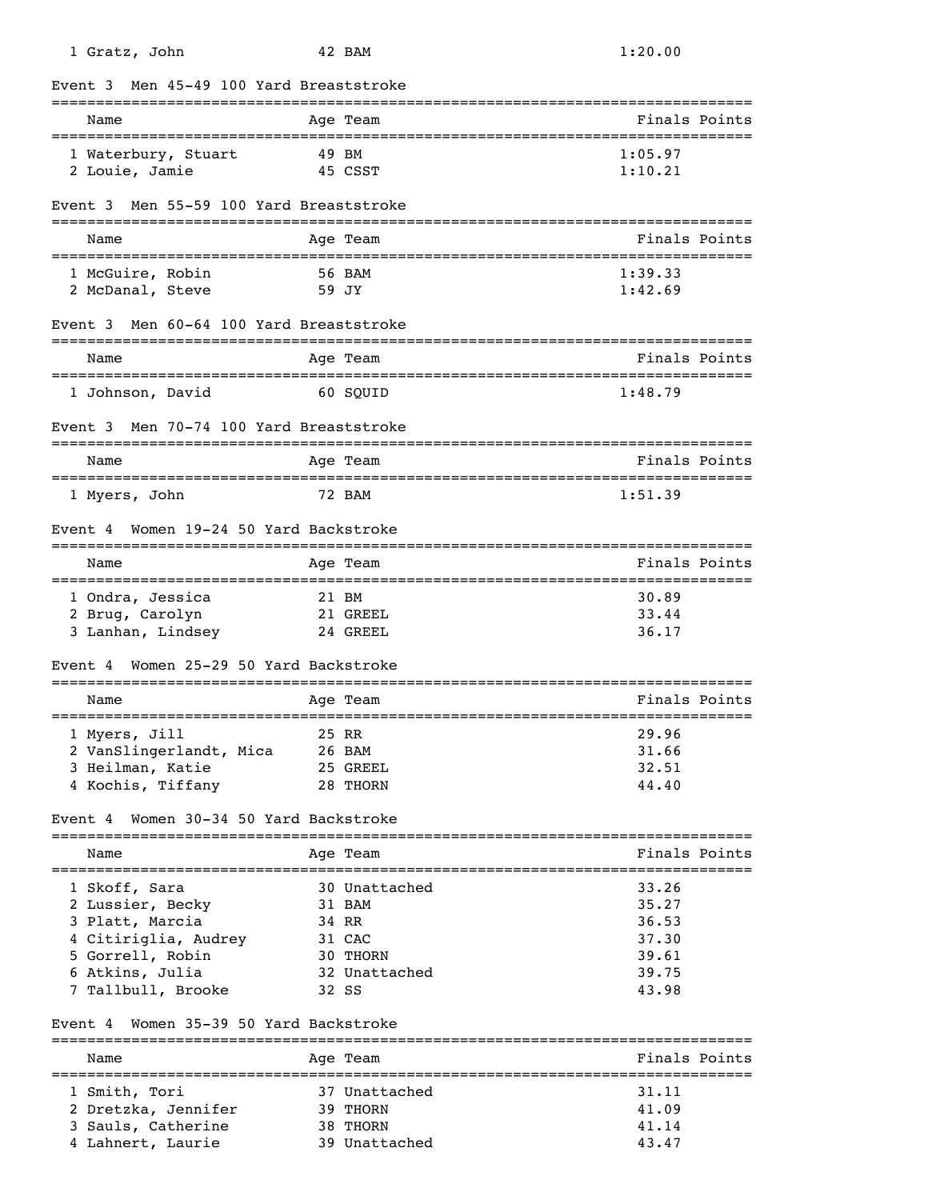| Name | Age | Team | Finals | Points |
|---|---|---|---|---|
| 1 Gratz, John | 42 | BAM | 1:20.00 | |

### Event 3 Men 45-49 100 Yard Breaststroke

| Name | Age | Team | Finals | Points |
|---|---|---|---|---|
| 1 Waterbury, Stuart | 49 | BM | 1:05.97 | |
| 2 Louie, Jamie | 45 | CSST | 1:10.21 | |

### Event 3 Men 55-59 100 Yard Breaststroke

| Name | Age | Team | Finals | Points |
|---|---|---|---|---|
| 1 McGuire, Robin | 56 | BAM | 1:39.33 | |
| 2 McDanal, Steve | 59 | JY | 1:42.69 | |

### Event 3 Men 60-64 100 Yard Breaststroke

| Name | Age | Team | Finals | Points |
|---|---|---|---|---|
| 1 Johnson, David | 60 | SQUID | 1:48.79 | |

### Event 3 Men 70-74 100 Yard Breaststroke

| Name | Age | Team | Finals | Points |
|---|---|---|---|---|
| 1 Myers, John | 72 | BAM | 1:51.39 | |

### Event 4 Women 19-24 50 Yard Backstroke

| Name | Age | Team | Finals | Points |
|---|---|---|---|---|
| 1 Ondra, Jessica | 21 | BM | 30.89 | |
| 2 Brug, Carolyn | 21 | GREEL | 33.44 | |
| 3 Lanhan, Lindsey | 24 | GREEL | 36.17 | |

### Event 4 Women 25-29 50 Yard Backstroke

| Name | Age | Team | Finals | Points |
|---|---|---|---|---|
| 1 Myers, Jill | 25 | RR | 29.96 | |
| 2 VanSlingerlandt, Mica | 26 | BAM | 31.66 | |
| 3 Heilman, Katie | 25 | GREEL | 32.51 | |
| 4 Kochis, Tiffany | 28 | THORN | 44.40 | |

### Event 4 Women 30-34 50 Yard Backstroke

| Name | Age | Team | Finals | Points |
|---|---|---|---|---|
| 1 Skoff, Sara | 30 | Unattached | 33.26 | |
| 2 Lussier, Becky | 31 | BAM | 35.27 | |
| 3 Platt, Marcia | 34 | RR | 36.53 | |
| 4 Citiriglia, Audrey | 31 | CAC | 37.30 | |
| 5 Gorrell, Robin | 30 | THORN | 39.61 | |
| 6 Atkins, Julia | 32 | Unattached | 39.75 | |
| 7 Tallbull, Brooke | 32 | SS | 43.98 | |

### Event 4 Women 35-39 50 Yard Backstroke

| Name | Age | Team | Finals | Points |
|---|---|---|---|---|
| 1 Smith, Tori | 37 | Unattached | 31.11 | |
| 2 Dretzka, Jennifer | 39 | THORN | 41.09 | |
| 3 Sauls, Catherine | 38 | THORN | 41.14 | |
| 4 Lahnert, Laurie | 39 | Unattached | 43.47 | |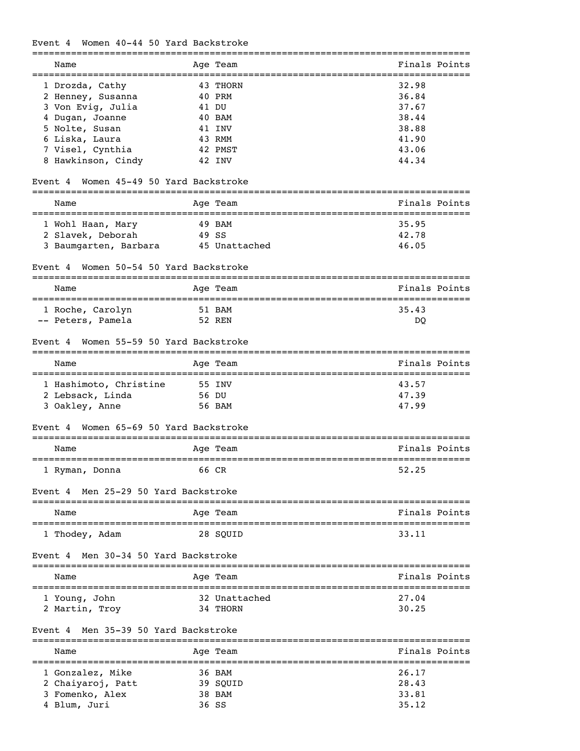## Event 4 Women 40-44 50 Yard Backstroke

| | Name | Age | Team | Finals | Points |
|---|---|---|---|---|---|
| 1 | Drozda, Cathy | 43 | THORN | 32.98 | |
| 2 | Henney, Susanna | 40 | PRM | 36.84 | |
| 3 | Von Evig, Julia | 41 | DU | 37.67 | |
| 4 | Dugan, Joanne | 40 | BAM | 38.44 | |
| 5 | Nolte, Susan | 41 | INV | 38.88 | |
| 6 | Liska, Laura | 43 | RMM | 41.90 | |
| 7 | Visel, Cynthia | 42 | PMST | 43.06 | |
| 8 | Hawkinson, Cindy | 42 | INV | 44.34 | |

## Event 4 Women 45-49 50 Yard Backstroke

| | Name | Age | Team | Finals | Points |
|---|---|---|---|---|---|
| 1 | Wohl Haan, Mary | 49 | BAM | 35.95 | |
| 2 | Slavek, Deborah | 49 | SS | 42.78 | |
| 3 | Baumgarten, Barbara | 45 | Unattached | 46.05 | |

## Event 4 Women 50-54 50 Yard Backstroke

| | Name | Age | Team | Finals | Points |
|---|---|---|---|---|---|
| 1 | Roche, Carolyn | 51 | BAM | 35.43 | |
| -- | Peters, Pamela | 52 | REN | DQ | |

## Event 4 Women 55-59 50 Yard Backstroke

| | Name | Age | Team | Finals | Points |
|---|---|---|---|---|---|
| 1 | Hashimoto, Christine | 55 | INV | 43.57 | |
| 2 | Lebsack, Linda | 56 | DU | 47.39 | |
| 3 | Oakley, Anne | 56 | BAM | 47.99 | |

## Event 4 Women 65-69 50 Yard Backstroke

| | Name | Age | Team | Finals | Points |
|---|---|---|---|---|---|
| 1 | Ryman, Donna | 66 | CR | 52.25 | |

## Event 4 Men 25-29 50 Yard Backstroke

| | Name | Age | Team | Finals | Points |
|---|---|---|---|---|---|
| 1 | Thodey, Adam | 28 | SQUID | 33.11 | |

## Event 4 Men 30-34 50 Yard Backstroke

| | Name | Age | Team | Finals | Points |
|---|---|---|---|---|---|
| 1 | Young, John | 32 | Unattached | 27.04 | |
| 2 | Martin, Troy | 34 | THORN | 30.25 | |

## Event 4 Men 35-39 50 Yard Backstroke

| | Name | Age | Team | Finals | Points |
|---|---|---|---|---|---|
| 1 | Gonzalez, Mike | 36 | BAM | 26.17 | |
| 2 | Chaiyaroj, Patt | 39 | SQUID | 28.43 | |
| 3 | Fomenko, Alex | 38 | BAM | 33.81 | |
| 4 | Blum, Juri | 36 | SS | 35.12 | |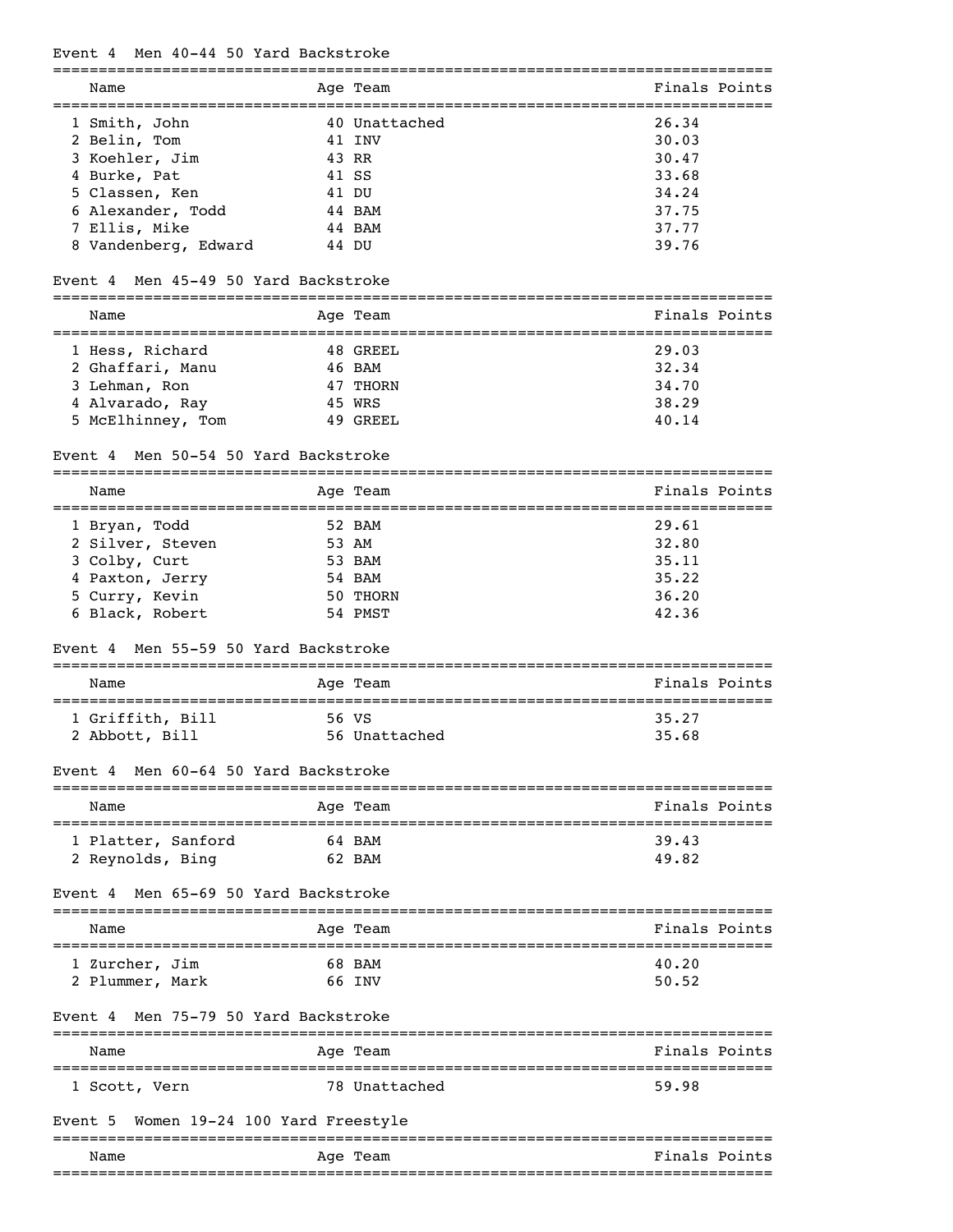### Event 4 Men 40-44 50 Yard Backstroke

| | Name | Age | Team | Finals | Points |
|---|---|---|---|---|---|
| 1 | Smith, John | 40 | Unattached | 26.34 | |
| 2 | Belin, Tom | 41 | INV | 30.03 | |
| 3 | Koehler, Jim | 43 | RR | 30.47 | |
| 4 | Burke, Pat | 41 | SS | 33.68 | |
| 5 | Classen, Ken | 41 | DU | 34.24 | |
| 6 | Alexander, Todd | 44 | BAM | 37.75 | |
| 7 | Ellis, Mike | 44 | BAM | 37.77 | |
| 8 | Vandenberg, Edward | 44 | DU | 39.76 | |

### Event 4 Men 45-49 50 Yard Backstroke

| | Name | Age | Team | Finals | Points |
|---|---|---|---|---|---|
| 1 | Hess, Richard | 48 | GREEL | 29.03 | |
| 2 | Ghaffari, Manu | 46 | BAM | 32.34 | |
| 3 | Lehman, Ron | 47 | THORN | 34.70 | |
| 4 | Alvarado, Ray | 45 | WRS | 38.29 | |
| 5 | McElhinney, Tom | 49 | GREEL | 40.14 | |

### Event 4 Men 50-54 50 Yard Backstroke

| | Name | Age | Team | Finals | Points |
|---|---|---|---|---|---|
| 1 | Bryan, Todd | 52 | BAM | 29.61 | |
| 2 | Silver, Steven | 53 | AM | 32.80 | |
| 3 | Colby, Curt | 53 | BAM | 35.11 | |
| 4 | Paxton, Jerry | 54 | BAM | 35.22 | |
| 5 | Curry, Kevin | 50 | THORN | 36.20 | |
| 6 | Black, Robert | 54 | PMST | 42.36 | |

### Event 4 Men 55-59 50 Yard Backstroke

| | Name | Age | Team | Finals | Points |
|---|---|---|---|---|---|
| 1 | Griffith, Bill | 56 | VS | 35.27 | |
| 2 | Abbott, Bill | 56 | Unattached | 35.68 | |

### Event 4 Men 60-64 50 Yard Backstroke

| | Name | Age | Team | Finals | Points |
|---|---|---|---|---|---|
| 1 | Platter, Sanford | 64 | BAM | 39.43 | |
| 2 | Reynolds, Bing | 62 | BAM | 49.82 | |

### Event 4 Men 65-69 50 Yard Backstroke

| | Name | Age | Team | Finals | Points |
|---|---|---|---|---|---|
| 1 | Zurcher, Jim | 68 | BAM | 40.20 | |
| 2 | Plummer, Mark | 66 | INV | 50.52 | |

### Event 4 Men 75-79 50 Yard Backstroke

| | Name | Age | Team | Finals | Points |
|---|---|---|---|---|---|
| 1 | Scott, Vern | 78 | Unattached | 59.98 | |

### Event 5 Women 19-24 100 Yard Freestyle

| | Name | Age | Team | Finals | Points |
|---|---|---|---|---|---|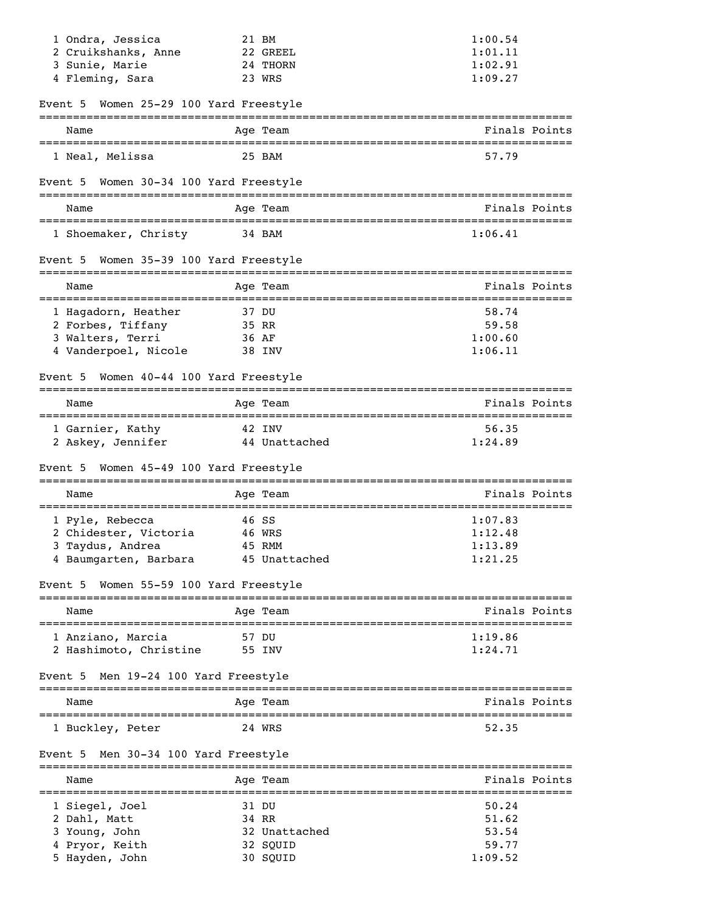| Name | Age | Team | Finals | Points |
|---|---|---|---|---|
| 1 Ondra, Jessica | 21 | BM | 1:00.54 | |
| 2 Cruikshanks, Anne | 22 | GREEL | 1:01.11 | |
| 3 Sunie, Marie | 24 | THORN | 1:02.91 | |
| 4 Fleming, Sara | 23 | WRS | 1:09.27 | |

### Event 5 Women 25-29 100 Yard Freestyle

| Name | Age | Team | Finals | Points |
|---|---|---|---|---|
| 1 Neal, Melissa | 25 | BAM | 57.79 | |

### Event 5 Women 30-34 100 Yard Freestyle

| Name | Age | Team | Finals | Points |
|---|---|---|---|---|
| 1 Shoemaker, Christy | 34 | BAM | 1:06.41 | |

### Event 5 Women 35-39 100 Yard Freestyle

| Name | Age | Team | Finals | Points |
|---|---|---|---|---|
| 1 Hagadorn, Heather | 37 | DU | 58.74 | |
| 2 Forbes, Tiffany | 35 | RR | 59.58 | |
| 3 Walters, Terri | 36 | AF | 1:00.60 | |
| 4 Vanderpoel, Nicole | 38 | INV | 1:06.11 | |

### Event 5 Women 40-44 100 Yard Freestyle

| Name | Age | Team | Finals | Points |
|---|---|---|---|---|
| 1 Garnier, Kathy | 42 | INV | 56.35 | |
| 2 Askey, Jennifer | 44 | Unattached | 1:24.89 | |

### Event 5 Women 45-49 100 Yard Freestyle

| Name | Age | Team | Finals | Points |
|---|---|---|---|---|
| 1 Pyle, Rebecca | 46 | SS | 1:07.83 | |
| 2 Chidester, Victoria | 46 | WRS | 1:12.48 | |
| 3 Taydus, Andrea | 45 | RMM | 1:13.89 | |
| 4 Baumgarten, Barbara | 45 | Unattached | 1:21.25 | |

### Event 5 Women 55-59 100 Yard Freestyle

| Name | Age | Team | Finals | Points |
|---|---|---|---|---|
| 1 Anziano, Marcia | 57 | DU | 1:19.86 | |
| 2 Hashimoto, Christine | 55 | INV | 1:24.71 | |

### Event 5 Men 19-24 100 Yard Freestyle

| Name | Age | Team | Finals | Points |
|---|---|---|---|---|
| 1 Buckley, Peter | 24 | WRS | 52.35 | |

### Event 5 Men 30-34 100 Yard Freestyle

| Name | Age | Team | Finals | Points |
|---|---|---|---|---|
| 1 Siegel, Joel | 31 | DU | 50.24 | |
| 2 Dahl, Matt | 34 | RR | 51.62 | |
| 3 Young, John | 32 | Unattached | 53.54 | |
| 4 Pryor, Keith | 32 | SQUID | 59.77 | |
| 5 Hayden, John | 30 | SQUID | 1:09.52 | |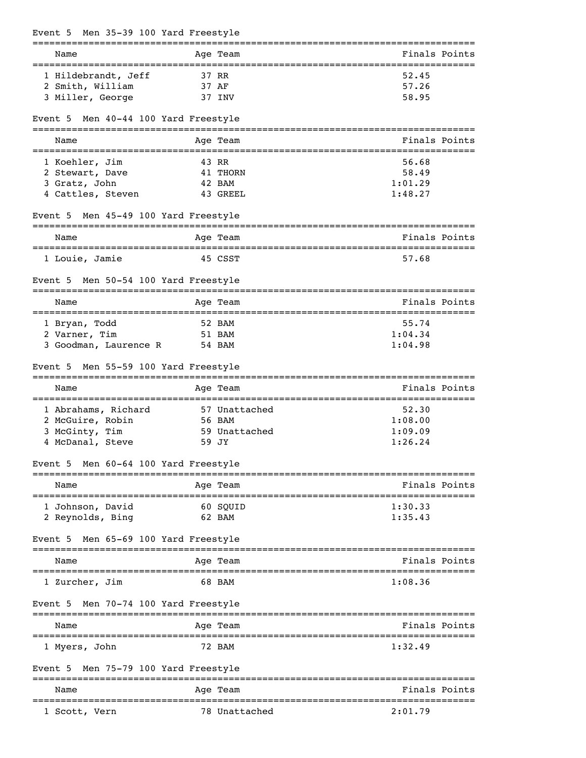### Event 5 Men 35-39 100 Yard Freestyle

| Name | Age | Team | Finals | Points |
|---|---|---|---|---|
| 1 Hildebrandt, Jeff | 37 | RR | 52.45 | |
| 2 Smith, William | 37 | AF | 57.26 | |
| 3 Miller, George | 37 | INV | 58.95 | |

### Event 5 Men 40-44 100 Yard Freestyle

| Name | Age | Team | Finals | Points |
|---|---|---|---|---|
| 1 Koehler, Jim | 43 | RR | 56.68 | |
| 2 Stewart, Dave | 41 | THORN | 58.49 | |
| 3 Gratz, John | 42 | BAM | 1:01.29 | |
| 4 Cattles, Steven | 43 | GREEL | 1:48.27 | |

### Event 5 Men 45-49 100 Yard Freestyle

| Name | Age | Team | Finals | Points |
|---|---|---|---|---|
| 1 Louie, Jamie | 45 | CSST | 57.68 | |

### Event 5 Men 50-54 100 Yard Freestyle

| Name | Age | Team | Finals | Points |
|---|---|---|---|---|
| 1 Bryan, Todd | 52 | BAM | 55.74 | |
| 2 Varner, Tim | 51 | BAM | 1:04.34 | |
| 3 Goodman, Laurence R | 54 | BAM | 1:04.98 | |

### Event 5 Men 55-59 100 Yard Freestyle

| Name | Age | Team | Finals | Points |
|---|---|---|---|---|
| 1 Abrahams, Richard | 57 | Unattached | 52.30 | |
| 2 McGuire, Robin | 56 | BAM | 1:08.00 | |
| 3 McGinty, Tim | 59 | Unattached | 1:09.09 | |
| 4 McDanal, Steve | 59 | JY | 1:26.24 | |

### Event 5 Men 60-64 100 Yard Freestyle

| Name | Age | Team | Finals | Points |
|---|---|---|---|---|
| 1 Johnson, David | 60 | SQUID | 1:30.33 | |
| 2 Reynolds, Bing | 62 | BAM | 1:35.43 | |

### Event 5 Men 65-69 100 Yard Freestyle

| Name | Age | Team | Finals | Points |
|---|---|---|---|---|
| 1 Zurcher, Jim | 68 | BAM | 1:08.36 | |

### Event 5 Men 70-74 100 Yard Freestyle

| Name | Age | Team | Finals | Points |
|---|---|---|---|---|
| 1 Myers, John | 72 | BAM | 1:32.49 | |

### Event 5 Men 75-79 100 Yard Freestyle

| Name | Age | Team | Finals | Points |
|---|---|---|---|---|
| 1 Scott, Vern | 78 | Unattached | 2:01.79 | |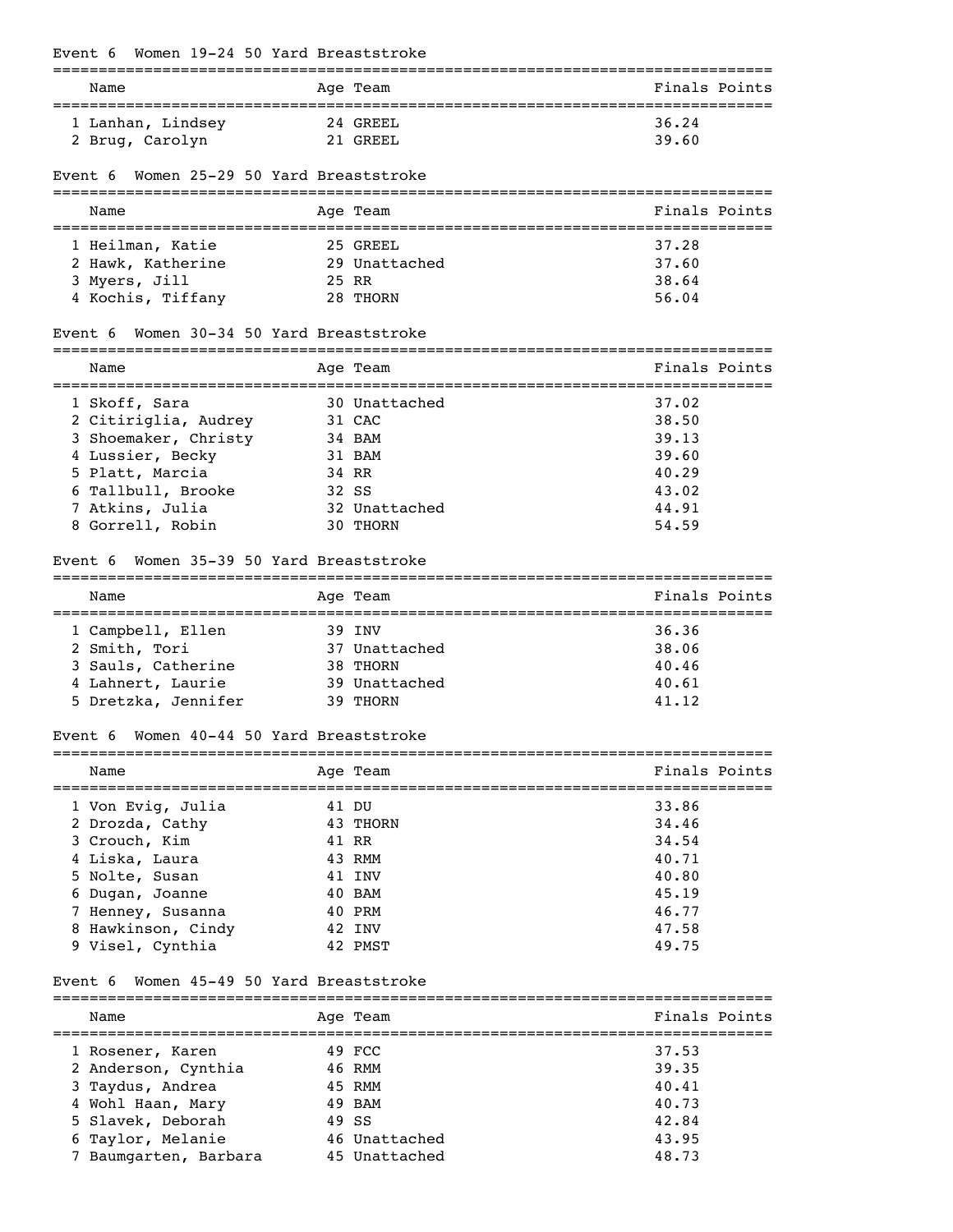## Event 6 Women 19-24 50 Yard Breaststroke

| | Name | Age | Team | Finals | Points |
|---|---|---|---|---|---|
| 1 | Lanhan, Lindsey | 24 | GREEL | 36.24 | |
| 2 | Brug, Carolyn | 21 | GREEL | 39.60 | |

## Event 6 Women 25-29 50 Yard Breaststroke

| | Name | Age | Team | Finals | Points |
|---|---|---|---|---|---|
| 1 | Heilman, Katie | 25 | GREEL | 37.28 | |
| 2 | Hawk, Katherine | 29 | Unattached | 37.60 | |
| 3 | Myers, Jill | 25 | RR | 38.64 | |
| 4 | Kochis, Tiffany | 28 | THORN | 56.04 | |

## Event 6 Women 30-34 50 Yard Breaststroke

| | Name | Age | Team | Finals | Points |
|---|---|---|---|---|---|
| 1 | Skoff, Sara | 30 | Unattached | 37.02 | |
| 2 | Citiriglia, Audrey | 31 | CAC | 38.50 | |
| 3 | Shoemaker, Christy | 34 | BAM | 39.13 | |
| 4 | Lussier, Becky | 31 | BAM | 39.60 | |
| 5 | Platt, Marcia | 34 | RR | 40.29 | |
| 6 | Tallbull, Brooke | 32 | SS | 43.02 | |
| 7 | Atkins, Julia | 32 | Unattached | 44.91 | |
| 8 | Gorrell, Robin | 30 | THORN | 54.59 | |

## Event 6 Women 35-39 50 Yard Breaststroke

| | Name | Age | Team | Finals | Points |
|---|---|---|---|---|---|
| 1 | Campbell, Ellen | 39 | INV | 36.36 | |
| 2 | Smith, Tori | 37 | Unattached | 38.06 | |
| 3 | Sauls, Catherine | 38 | THORN | 40.46 | |
| 4 | Lahnert, Laurie | 39 | Unattached | 40.61 | |
| 5 | Dretzka, Jennifer | 39 | THORN | 41.12 | |

## Event 6 Women 40-44 50 Yard Breaststroke

| | Name | Age | Team | Finals | Points |
|---|---|---|---|---|---|
| 1 | Von Evig, Julia | 41 | DU | 33.86 | |
| 2 | Drozda, Cathy | 43 | THORN | 34.46 | |
| 3 | Crouch, Kim | 41 | RR | 34.54 | |
| 4 | Liska, Laura | 43 | RMM | 40.71 | |
| 5 | Nolte, Susan | 41 | INV | 40.80 | |
| 6 | Dugan, Joanne | 40 | BAM | 45.19 | |
| 7 | Henney, Susanna | 40 | PRM | 46.77 | |
| 8 | Hawkinson, Cindy | 42 | INV | 47.58 | |
| 9 | Visel, Cynthia | 42 | PMST | 49.75 | |

## Event 6 Women 45-49 50 Yard Breaststroke

| | Name | Age | Team | Finals | Points |
|---|---|---|---|---|---|
| 1 | Rosener, Karen | 49 | FCC | 37.53 | |
| 2 | Anderson, Cynthia | 46 | RMM | 39.35 | |
| 3 | Taydus, Andrea | 45 | RMM | 40.41 | |
| 4 | Wohl Haan, Mary | 49 | BAM | 40.73 | |
| 5 | Slavek, Deborah | 49 | SS | 42.84 | |
| 6 | Taylor, Melanie | 46 | Unattached | 43.95 | |
| 7 | Baumgarten, Barbara | 45 | Unattached | 48.73 | |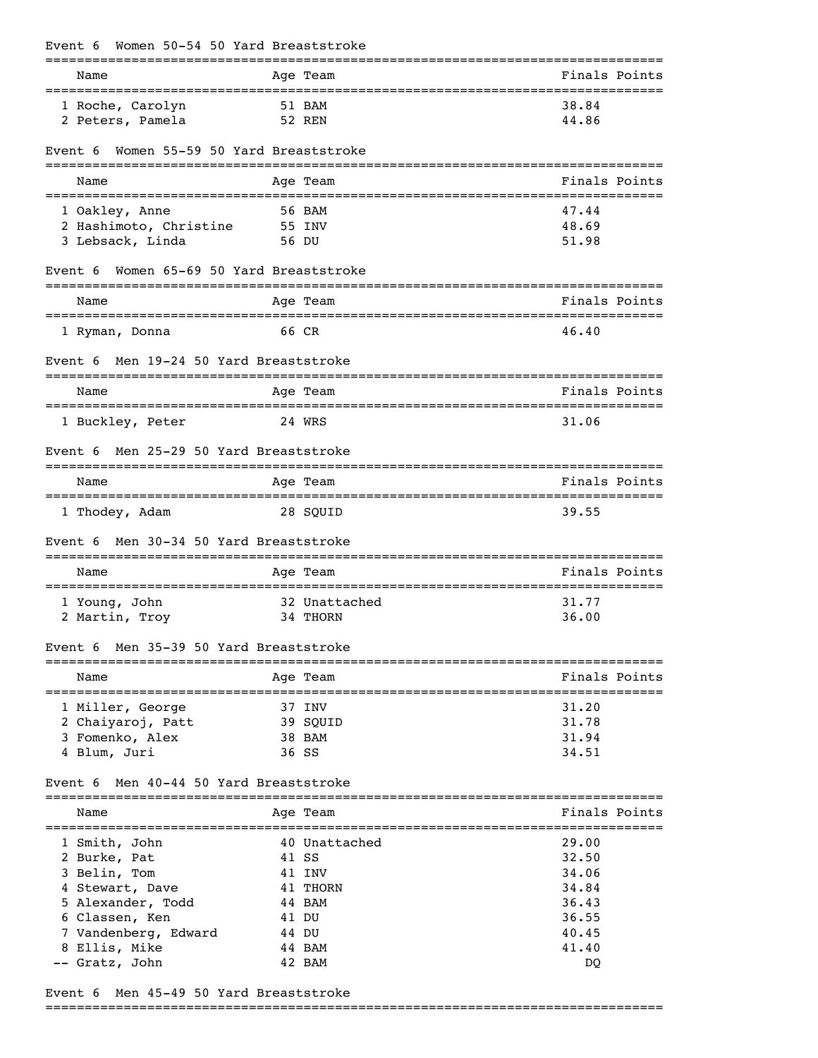### Event 6 Women 50-54 50 Yard Breaststroke

| | Name | Age | Team | Finals | Points |
|---|---|---|---|---|---|
| 1 | Roche, Carolyn | 51 | BAM | 38.84 | |
| 2 | Peters, Pamela | 52 | REN | 44.86 | |

### Event 6 Women 55-59 50 Yard Breaststroke

| | Name | Age | Team | Finals | Points |
|---|---|---|---|---|---|
| 1 | Oakley, Anne | 56 | BAM | 47.44 | |
| 2 | Hashimoto, Christine | 55 | INV | 48.69 | |
| 3 | Lebsack, Linda | 56 | DU | 51.98 | |

### Event 6 Women 65-69 50 Yard Breaststroke

| | Name | Age | Team | Finals | Points |
|---|---|---|---|---|---|
| 1 | Ryman, Donna | 66 | CR | 46.40 | |

### Event 6 Men 19-24 50 Yard Breaststroke

| | Name | Age | Team | Finals | Points |
|---|---|---|---|---|---|
| 1 | Buckley, Peter | 24 | WRS | 31.06 | |

### Event 6 Men 25-29 50 Yard Breaststroke

| | Name | Age | Team | Finals | Points |
|---|---|---|---|---|---|
| 1 | Thodey, Adam | 28 | SQUID | 39.55 | |

### Event 6 Men 30-34 50 Yard Breaststroke

| | Name | Age | Team | Finals | Points |
|---|---|---|---|---|---|
| 1 | Young, John | 32 | Unattached | 31.77 | |
| 2 | Martin, Troy | 34 | THORN | 36.00 | |

### Event 6 Men 35-39 50 Yard Breaststroke

| | Name | Age | Team | Finals | Points |
|---|---|---|---|---|---|
| 1 | Miller, George | 37 | INV | 31.20 | |
| 2 | Chaiyaroj, Patt | 39 | SQUID | 31.78 | |
| 3 | Fomenko, Alex | 38 | BAM | 31.94 | |
| 4 | Blum, Juri | 36 | SS | 34.51 | |

### Event 6 Men 40-44 50 Yard Breaststroke

| | Name | Age | Team | Finals | Points |
|---|---|---|---|---|---|
| 1 | Smith, John | 40 | Unattached | 29.00 | |
| 2 | Burke, Pat | 41 | SS | 32.50 | |
| 3 | Belin, Tom | 41 | INV | 34.06 | |
| 4 | Stewart, Dave | 41 | THORN | 34.84 | |
| 5 | Alexander, Todd | 44 | BAM | 36.43 | |
| 6 | Classen, Ken | 41 | DU | 36.55 | |
| 7 | Vandenberg, Edward | 44 | DU | 40.45 | |
| 8 | Ellis, Mike | 44 | BAM | 41.40 | |
| -- | Gratz, John | 42 | BAM | DQ | |

### Event 6 Men 45-49 50 Yard Breaststroke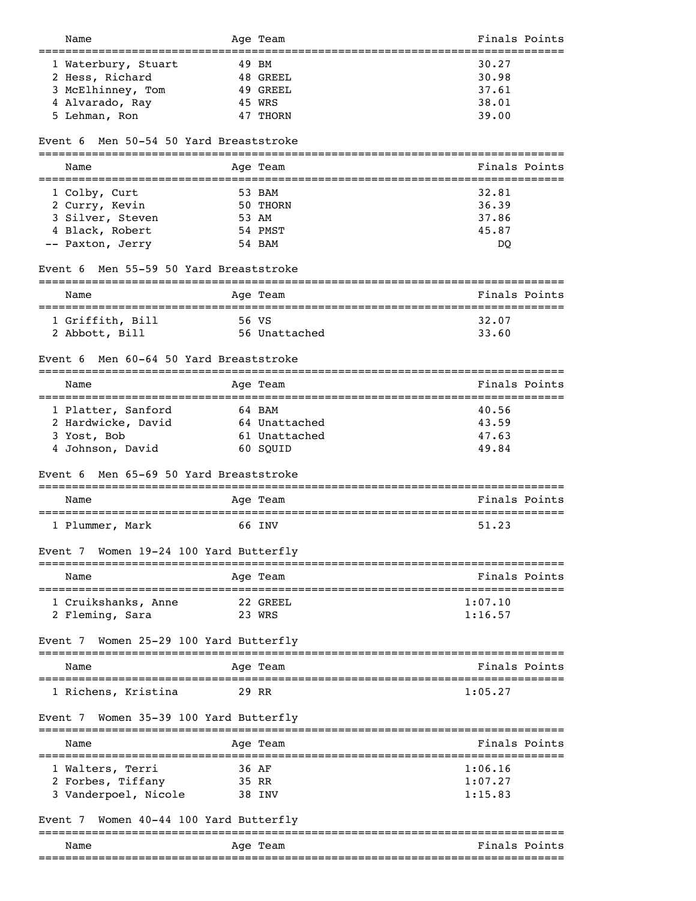| Name | Age | Team | Finals | Points |
|---|---|---|---|---|
| 1 Waterbury, Stuart | 49 | BM | 30.27 | |
| 2 Hess, Richard | 48 | GREEL | 30.98 | |
| 3 McElhinney, Tom | 49 | GREEL | 37.61 | |
| 4 Alvarado, Ray | 45 | WRS | 38.01 | |
| 5 Lehman, Ron | 47 | THORN | 39.00 | |

### Event 6 Men 50-54 50 Yard Breaststroke

| Name | Age | Team | Finals | Points |
|---|---|---|---|---|
| 1 Colby, Curt | 53 | BAM | 32.81 | |
| 2 Curry, Kevin | 50 | THORN | 36.39 | |
| 3 Silver, Steven | 53 | AM | 37.86 | |
| 4 Black, Robert | 54 | PMST | 45.87 | |
| -- Paxton, Jerry | 54 | BAM | DQ | |

### Event 6 Men 55-59 50 Yard Breaststroke

| Name | Age | Team | Finals | Points |
|---|---|---|---|---|
| 1 Griffith, Bill | 56 | VS | 32.07 | |
| 2 Abbott, Bill | 56 | Unattached | 33.60 | |

### Event 6 Men 60-64 50 Yard Breaststroke

| Name | Age | Team | Finals | Points |
|---|---|---|---|---|
| 1 Platter, Sanford | 64 | BAM | 40.56 | |
| 2 Hardwicke, David | 64 | Unattached | 43.59 | |
| 3 Yost, Bob | 61 | Unattached | 47.63 | |
| 4 Johnson, David | 60 | SQUID | 49.84 | |

### Event 6 Men 65-69 50 Yard Breaststroke

| Name | Age | Team | Finals | Points |
|---|---|---|---|---|
| 1 Plummer, Mark | 66 | INV | 51.23 | |

### Event 7 Women 19-24 100 Yard Butterfly

| Name | Age | Team | Finals | Points |
|---|---|---|---|---|
| 1 Cruikshanks, Anne | 22 | GREEL | 1:07.10 | |
| 2 Fleming, Sara | 23 | WRS | 1:16.57 | |

### Event 7 Women 25-29 100 Yard Butterfly

| Name | Age | Team | Finals | Points |
|---|---|---|---|---|
| 1 Richens, Kristina | 29 | RR | 1:05.27 | |

### Event 7 Women 35-39 100 Yard Butterfly

| Name | Age | Team | Finals | Points |
|---|---|---|---|---|
| 1 Walters, Terri | 36 | AF | 1:06.16 | |
| 2 Forbes, Tiffany | 35 | RR | 1:07.27 | |
| 3 Vanderpoel, Nicole | 38 | INV | 1:15.83 | |

### Event 7 Women 40-44 100 Yard Butterfly

| Name | Age | Team | Finals | Points |
|---|---|---|---|---|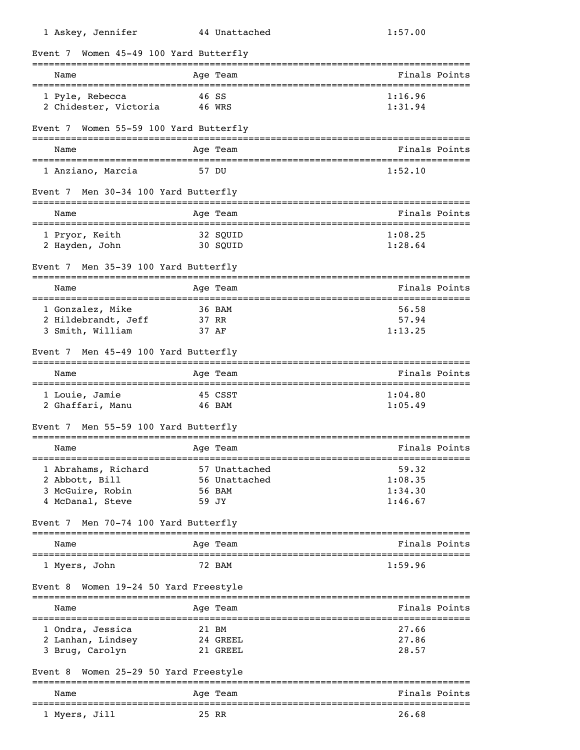| Name | Age | Team | Finals | Points |
|---|---|---|---|---|
| 1 Askey, Jennifer | 44 | Unattached | 1:57.00 | |

### Event 7 Women 45-49 100 Yard Butterfly

| Name | Age | Team | Finals | Points |
|---|---|---|---|---|
| 1 Pyle, Rebecca | 46 | SS | 1:16.96 | |
| 2 Chidester, Victoria | 46 | WRS | 1:31.94 | |

### Event 7 Women 55-59 100 Yard Butterfly

| Name | Age | Team | Finals | Points |
|---|---|---|---|---|
| 1 Anziano, Marcia | 57 | DU | 1:52.10 | |

### Event 7 Men 30-34 100 Yard Butterfly

| Name | Age | Team | Finals | Points |
|---|---|---|---|---|
| 1 Pryor, Keith | 32 | SQUID | 1:08.25 | |
| 2 Hayden, John | 30 | SQUID | 1:28.64 | |

### Event 7 Men 35-39 100 Yard Butterfly

| Name | Age | Team | Finals | Points |
|---|---|---|---|---|
| 1 Gonzalez, Mike | 36 | BAM | 56.58 | |
| 2 Hildebrandt, Jeff | 37 | RR | 57.94 | |
| 3 Smith, William | 37 | AF | 1:13.25 | |

### Event 7 Men 45-49 100 Yard Butterfly

| Name | Age | Team | Finals | Points |
|---|---|---|---|---|
| 1 Louie, Jamie | 45 | CSST | 1:04.80 | |
| 2 Ghaffari, Manu | 46 | BAM | 1:05.49 | |

### Event 7 Men 55-59 100 Yard Butterfly

| Name | Age | Team | Finals | Points |
|---|---|---|---|---|
| 1 Abrahams, Richard | 57 | Unattached | 59.32 | |
| 2 Abbott, Bill | 56 | Unattached | 1:08.35 | |
| 3 McGuire, Robin | 56 | BAM | 1:34.30 | |
| 4 McDanal, Steve | 59 | JY | 1:46.67 | |

### Event 7 Men 70-74 100 Yard Butterfly

| Name | Age | Team | Finals | Points |
|---|---|---|---|---|
| 1 Myers, John | 72 | BAM | 1:59.96 | |

### Event 8 Women 19-24 50 Yard Freestyle

| Name | Age | Team | Finals | Points |
|---|---|---|---|---|
| 1 Ondra, Jessica | 21 | BM | 27.66 | |
| 2 Lanhan, Lindsey | 24 | GREEL | 27.86 | |
| 3 Brug, Carolyn | 21 | GREEL | 28.57 | |

### Event 8 Women 25-29 50 Yard Freestyle

| Name | Age | Team | Finals | Points |
|---|---|---|---|---|
| 1 Myers, Jill | 25 | RR | 26.68 | |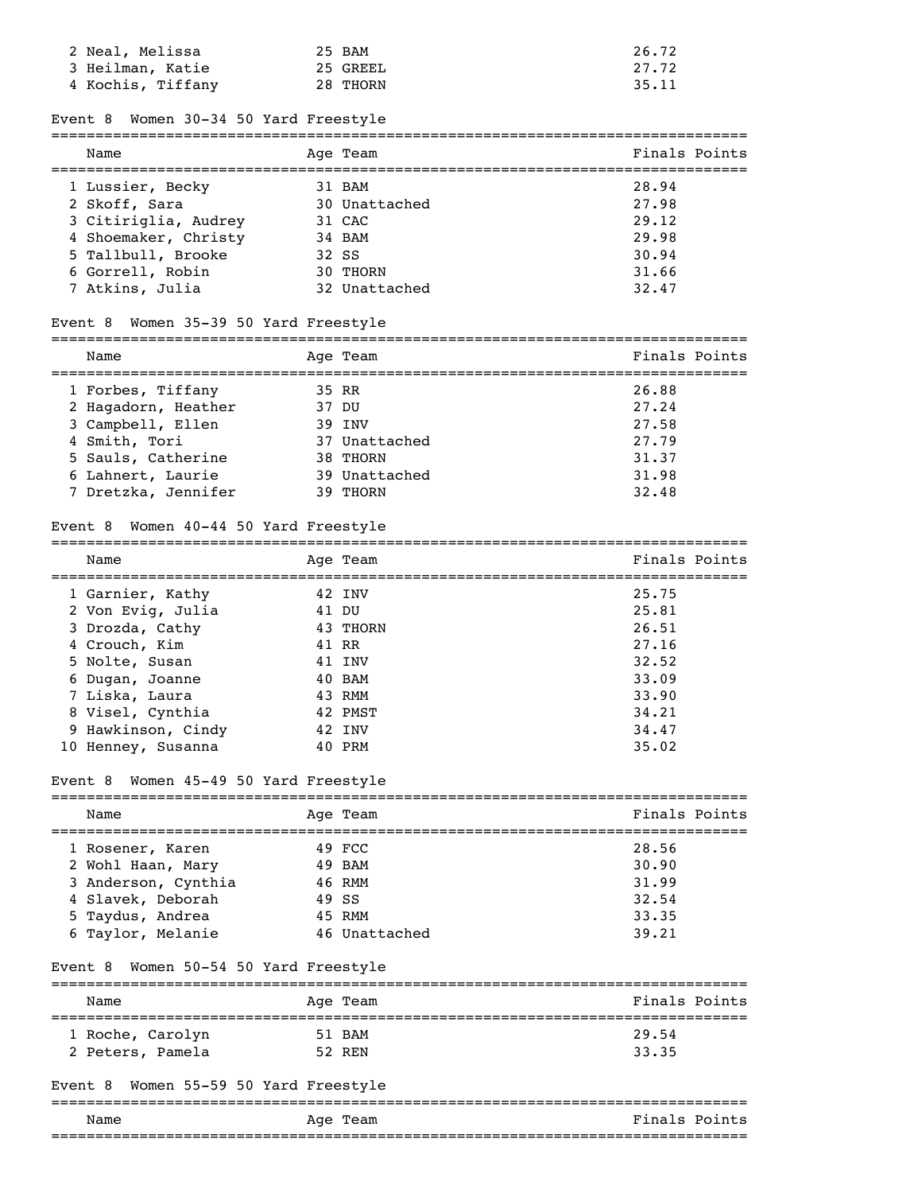| Name | Age | Team | Finals | Points |
|---|---|---|---|---|
| 2 Neal, Melissa | 25 | BAM | 26.72 | |
| 3 Heilman, Katie | 25 | GREEL | 27.72 | |
| 4 Kochis, Tiffany | 28 | THORN | 35.11 | |

### Event 8 Women 30-34 50 Yard Freestyle

| Name | Age | Team | Finals | Points |
|---|---|---|---|---|
| 1 Lussier, Becky | 31 | BAM | 28.94 | |
| 2 Skoff, Sara | 30 | Unattached | 27.98 | |
| 3 Citiriglia, Audrey | 31 | CAC | 29.12 | |
| 4 Shoemaker, Christy | 34 | BAM | 29.98 | |
| 5 Tallbull, Brooke | 32 | SS | 30.94 | |
| 6 Gorrell, Robin | 30 | THORN | 31.66 | |
| 7 Atkins, Julia | 32 | Unattached | 32.47 | |

### Event 8 Women 35-39 50 Yard Freestyle

| Name | Age | Team | Finals | Points |
|---|---|---|---|---|
| 1 Forbes, Tiffany | 35 | RR | 26.88 | |
| 2 Hagadorn, Heather | 37 | DU | 27.24 | |
| 3 Campbell, Ellen | 39 | INV | 27.58 | |
| 4 Smith, Tori | 37 | Unattached | 27.79 | |
| 5 Sauls, Catherine | 38 | THORN | 31.37 | |
| 6 Lahnert, Laurie | 39 | Unattached | 31.98 | |
| 7 Dretzka, Jennifer | 39 | THORN | 32.48 | |

### Event 8 Women 40-44 50 Yard Freestyle

| Name | Age | Team | Finals | Points |
|---|---|---|---|---|
| 1 Garnier, Kathy | 42 | INV | 25.75 | |
| 2 Von Evig, Julia | 41 | DU | 25.81 | |
| 3 Drozda, Cathy | 43 | THORN | 26.51 | |
| 4 Crouch, Kim | 41 | RR | 27.16 | |
| 5 Nolte, Susan | 41 | INV | 32.52 | |
| 6 Dugan, Joanne | 40 | BAM | 33.09 | |
| 7 Liska, Laura | 43 | RMM | 33.90 | |
| 8 Visel, Cynthia | 42 | PMST | 34.21 | |
| 9 Hawkinson, Cindy | 42 | INV | 34.47 | |
| 10 Henney, Susanna | 40 | PRM | 35.02 | |

### Event 8 Women 45-49 50 Yard Freestyle

| Name | Age | Team | Finals | Points |
|---|---|---|---|---|
| 1 Rosener, Karen | 49 | FCC | 28.56 | |
| 2 Wohl Haan, Mary | 49 | BAM | 30.90 | |
| 3 Anderson, Cynthia | 46 | RMM | 31.99 | |
| 4 Slavek, Deborah | 49 | SS | 32.54 | |
| 5 Taydus, Andrea | 45 | RMM | 33.35 | |
| 6 Taylor, Melanie | 46 | Unattached | 39.21 | |

### Event 8 Women 50-54 50 Yard Freestyle

| Name | Age | Team | Finals | Points |
|---|---|---|---|---|
| 1 Roche, Carolyn | 51 | BAM | 29.54 | |
| 2 Peters, Pamela | 52 | REN | 33.35 | |

### Event 8 Women 55-59 50 Yard Freestyle

| Name | Age | Team | Finals | Points |
|---|---|---|---|---|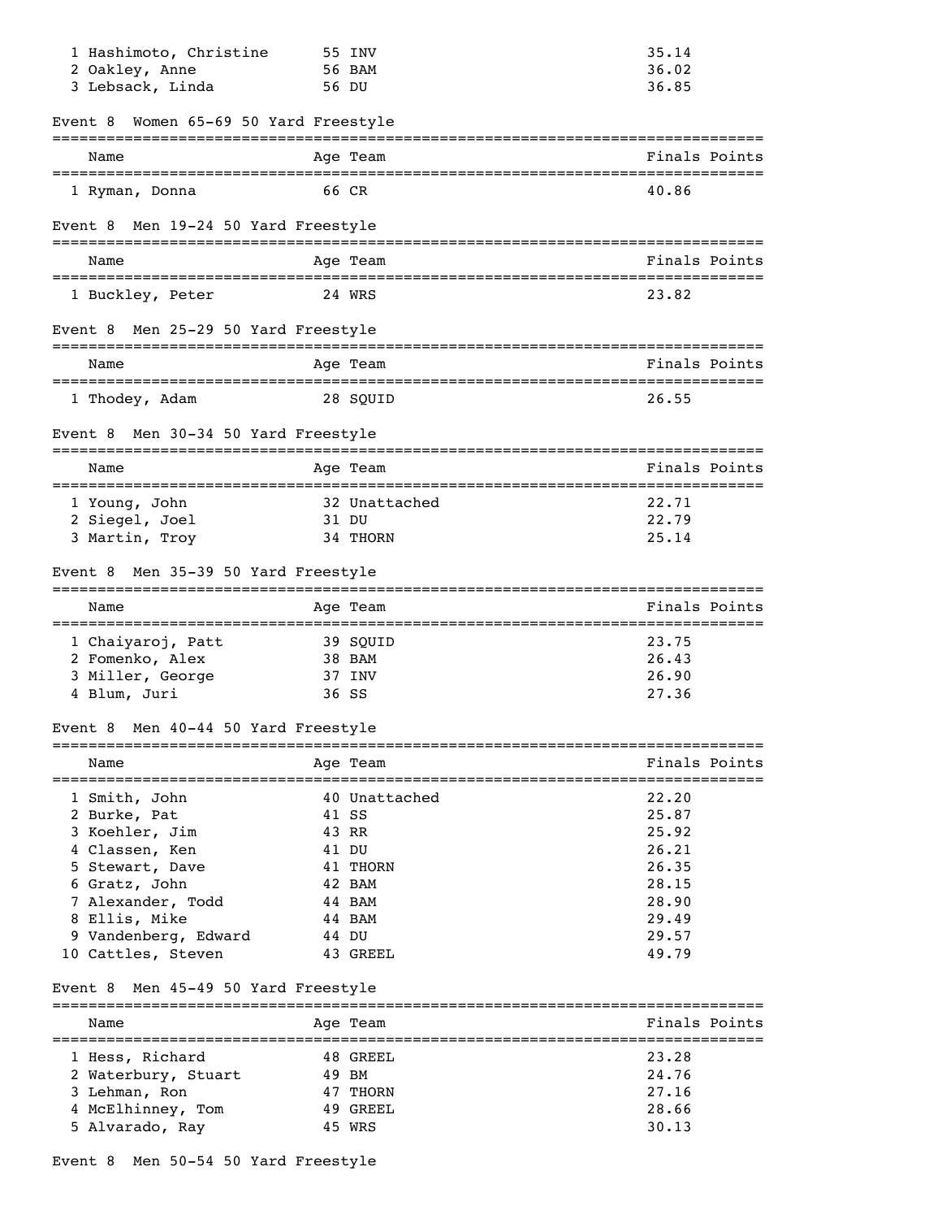| Name | Age | Team | Finals | Points |
|---|---|---|---|---|
| 1 Hashimoto, Christine | 55 | INV | 35.14 | |
| 2 Oakley, Anne | 56 | BAM | 36.02 | |
| 3 Lebsack, Linda | 56 | DU | 36.85 | |

### Event 8 Women 65-69 50 Yard Freestyle

| Name | Age | Team | Finals | Points |
|---|---|---|---|---|
| 1 Ryman, Donna | 66 | CR | 40.86 | |

### Event 8 Men 19-24 50 Yard Freestyle

| Name | Age | Team | Finals | Points |
|---|---|---|---|---|
| 1 Buckley, Peter | 24 | WRS | 23.82 | |

### Event 8 Men 25-29 50 Yard Freestyle

| Name | Age | Team | Finals | Points |
|---|---|---|---|---|
| 1 Thodey, Adam | 28 | SQUID | 26.55 | |

### Event 8 Men 30-34 50 Yard Freestyle

| Name | Age | Team | Finals | Points |
|---|---|---|---|---|
| 1 Young, John | 32 | Unattached | 22.71 | |
| 2 Siegel, Joel | 31 | DU | 22.79 | |
| 3 Martin, Troy | 34 | THORN | 25.14 | |

### Event 8 Men 35-39 50 Yard Freestyle

| Name | Age | Team | Finals | Points |
|---|---|---|---|---|
| 1 Chaiyaroj, Patt | 39 | SQUID | 23.75 | |
| 2 Fomenko, Alex | 38 | BAM | 26.43 | |
| 3 Miller, George | 37 | INV | 26.90 | |
| 4 Blum, Juri | 36 | SS | 27.36 | |

### Event 8 Men 40-44 50 Yard Freestyle

| Name | Age | Team | Finals | Points |
|---|---|---|---|---|
| 1 Smith, John | 40 | Unattached | 22.20 | |
| 2 Burke, Pat | 41 | SS | 25.87 | |
| 3 Koehler, Jim | 43 | RR | 25.92 | |
| 4 Classen, Ken | 41 | DU | 26.21 | |
| 5 Stewart, Dave | 41 | THORN | 26.35 | |
| 6 Gratz, John | 42 | BAM | 28.15 | |
| 7 Alexander, Todd | 44 | BAM | 28.90 | |
| 8 Ellis, Mike | 44 | BAM | 29.49 | |
| 9 Vandenberg, Edward | 44 | DU | 29.57 | |
| 10 Cattles, Steven | 43 | GREEL | 49.79 | |

### Event 8 Men 45-49 50 Yard Freestyle

| Name | Age | Team | Finals | Points |
|---|---|---|---|---|
| 1 Hess, Richard | 48 | GREEL | 23.28 | |
| 2 Waterbury, Stuart | 49 | BM | 24.76 | |
| 3 Lehman, Ron | 47 | THORN | 27.16 | |
| 4 McElhinney, Tom | 49 | GREEL | 28.66 | |
| 5 Alvarado, Ray | 45 | WRS | 30.13 | |

### Event 8 Men 50-54 50 Yard Freestyle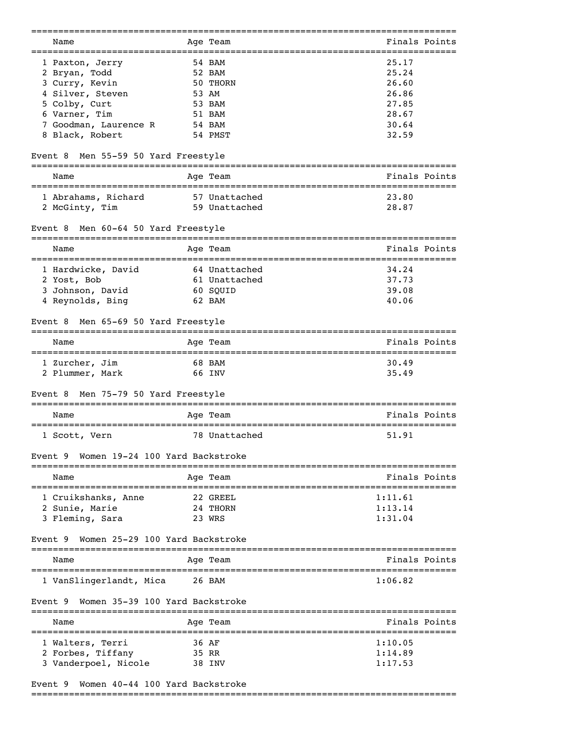| Name | Age | Team | Finals | Points |
|---|---|---|---|---|
| 1 Paxton, Jerry | 54 | BAM | 25.17 | |
| 2 Bryan, Todd | 52 | BAM | 25.24 | |
| 3 Curry, Kevin | 50 | THORN | 26.60 | |
| 4 Silver, Steven | 53 | AM | 26.86 | |
| 5 Colby, Curt | 53 | BAM | 27.85 | |
| 6 Varner, Tim | 51 | BAM | 28.67 | |
| 7 Goodman, Laurence R | 54 | BAM | 30.64 | |
| 8 Black, Robert | 54 | PMST | 32.59 | |

### Event 8 Men 55-59 50 Yard Freestyle

| Name | Age | Team | Finals | Points |
|---|---|---|---|---|
| 1 Abrahams, Richard | 57 | Unattached | 23.80 | |
| 2 McGinty, Tim | 59 | Unattached | 28.87 | |

### Event 8 Men 60-64 50 Yard Freestyle

| Name | Age | Team | Finals | Points |
|---|---|---|---|---|
| 1 Hardwicke, David | 64 | Unattached | 34.24 | |
| 2 Yost, Bob | 61 | Unattached | 37.73 | |
| 3 Johnson, David | 60 | SQUID | 39.08 | |
| 4 Reynolds, Bing | 62 | BAM | 40.06 | |

### Event 8 Men 65-69 50 Yard Freestyle

| Name | Age | Team | Finals | Points |
|---|---|---|---|---|
| 1 Zurcher, Jim | 68 | BAM | 30.49 | |
| 2 Plummer, Mark | 66 | INV | 35.49 | |

### Event 8 Men 75-79 50 Yard Freestyle

| Name | Age | Team | Finals | Points |
|---|---|---|---|---|
| 1 Scott, Vern | 78 | Unattached | 51.91 | |

### Event 9 Women 19-24 100 Yard Backstroke

| Name | Age | Team | Finals | Points |
|---|---|---|---|---|
| 1 Cruikshanks, Anne | 22 | GREEL | 1:11.61 | |
| 2 Sunie, Marie | 24 | THORN | 1:13.14 | |
| 3 Fleming, Sara | 23 | WRS | 1:31.04 | |

### Event 9 Women 25-29 100 Yard Backstroke

| Name | Age | Team | Finals | Points |
|---|---|---|---|---|
| 1 VanSlingerlandt, Mica | 26 | BAM | 1:06.82 | |

### Event 9 Women 35-39 100 Yard Backstroke

| Name | Age | Team | Finals | Points |
|---|---|---|---|---|
| 1 Walters, Terri | 36 | AF | 1:10.05 | |
| 2 Forbes, Tiffany | 35 | RR | 1:14.89 | |
| 3 Vanderpoel, Nicole | 38 | INV | 1:17.53 | |

### Event 9 Women 40-44 100 Yard Backstroke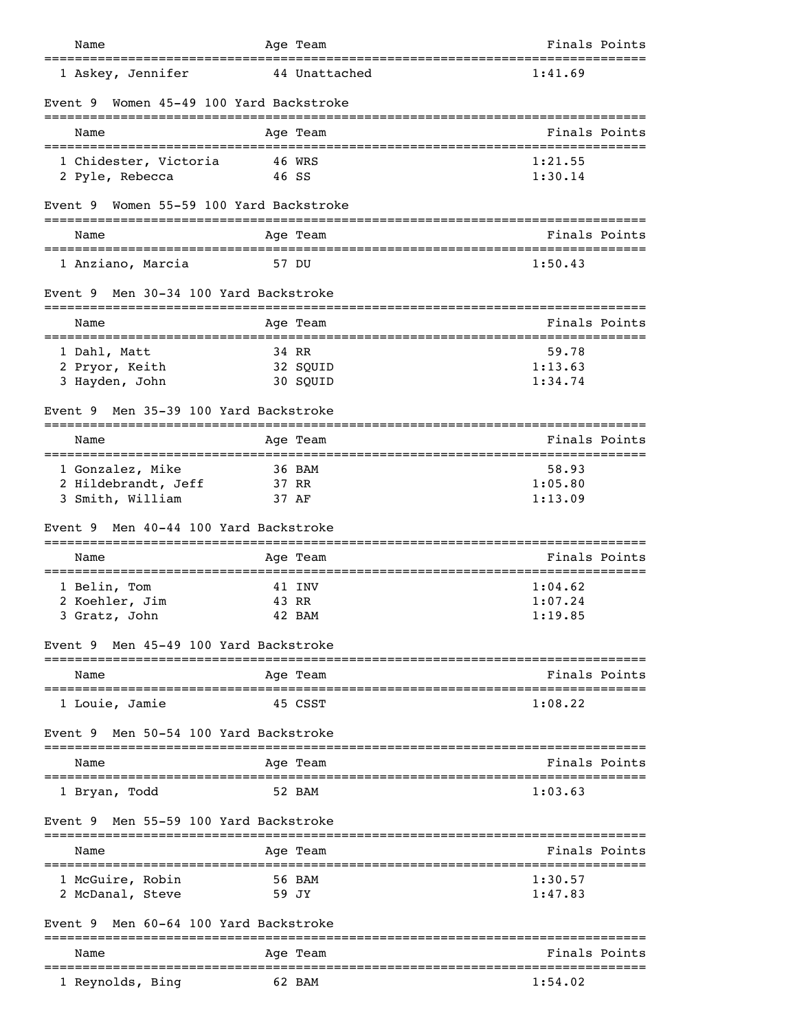| Name | Age | Team | Finals | Points |
|---|---|---|---|---|
| 1 Askey, Jennifer | 44 | Unattached | 1:41.69 | |

## Event 9 Women 45-49 100 Yard Backstroke

| Name | Age | Team | Finals | Points |
|---|---|---|---|---|
| 1 Chidester, Victoria | 46 | WRS | 1:21.55 | |
| 2 Pyle, Rebecca | 46 | SS | 1:30.14 | |

## Event 9 Women 55-59 100 Yard Backstroke

| Name | Age | Team | Finals | Points |
|---|---|---|---|---|
| 1 Anziano, Marcia | 57 | DU | 1:50.43 | |

## Event 9 Men 30-34 100 Yard Backstroke

| Name | Age | Team | Finals | Points |
|---|---|---|---|---|
| 1 Dahl, Matt | 34 | RR | 59.78 | |
| 2 Pryor, Keith | 32 | SQUID | 1:13.63 | |
| 3 Hayden, John | 30 | SQUID | 1:34.74 | |

## Event 9 Men 35-39 100 Yard Backstroke

| Name | Age | Team | Finals | Points |
|---|---|---|---|---|
| 1 Gonzalez, Mike | 36 | BAM | 58.93 | |
| 2 Hildebrandt, Jeff | 37 | RR | 1:05.80 | |
| 3 Smith, William | 37 | AF | 1:13.09 | |

## Event 9 Men 40-44 100 Yard Backstroke

| Name | Age | Team | Finals | Points |
|---|---|---|---|---|
| 1 Belin, Tom | 41 | INV | 1:04.62 | |
| 2 Koehler, Jim | 43 | RR | 1:07.24 | |
| 3 Gratz, John | 42 | BAM | 1:19.85 | |

## Event 9 Men 45-49 100 Yard Backstroke

| Name | Age | Team | Finals | Points |
|---|---|---|---|---|
| 1 Louie, Jamie | 45 | CSST | 1:08.22 | |

## Event 9 Men 50-54 100 Yard Backstroke

| Name | Age | Team | Finals | Points |
|---|---|---|---|---|
| 1 Bryan, Todd | 52 | BAM | 1:03.63 | |

## Event 9 Men 55-59 100 Yard Backstroke

| Name | Age | Team | Finals | Points |
|---|---|---|---|---|
| 1 McGuire, Robin | 56 | BAM | 1:30.57 | |
| 2 McDanal, Steve | 59 | JY | 1:47.83 | |

## Event 9 Men 60-64 100 Yard Backstroke

| Name | Age | Team | Finals | Points |
|---|---|---|---|---|
| 1 Reynolds, Bing | 62 | BAM | 1:54.02 | |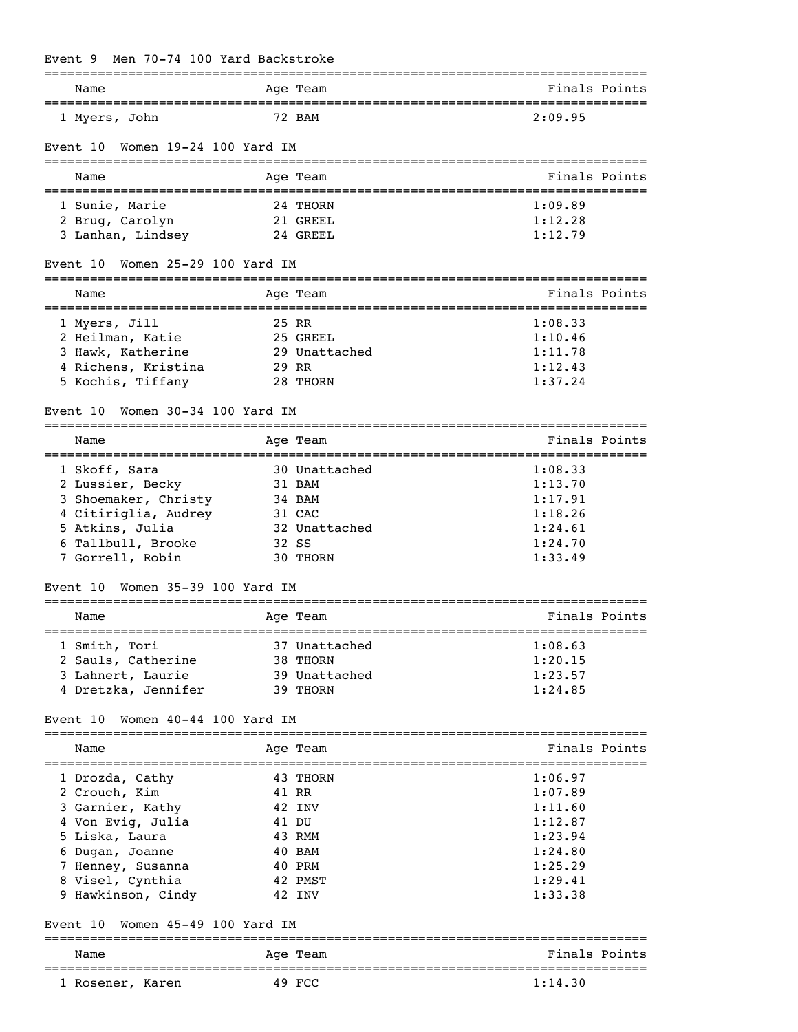## Event 9 Men 70-74 100 Yard Backstroke

| Name | Age | Team | Finals | Points |
|---|---|---|---|---|
| 1 Myers, John | 72 | BAM | 2:09.95 | |

## Event 10 Women 19-24 100 Yard IM

| Name | Age | Team | Finals | Points |
|---|---|---|---|---|
| 1 Sunie, Marie | 24 | THORN | 1:09.89 | |
| 2 Brug, Carolyn | 21 | GREEL | 1:12.28 | |
| 3 Lanhan, Lindsey | 24 | GREEL | 1:12.79 | |

## Event 10 Women 25-29 100 Yard IM

| Name | Age | Team | Finals | Points |
|---|---|---|---|---|
| 1 Myers, Jill | 25 | RR | 1:08.33 | |
| 2 Heilman, Katie | 25 | GREEL | 1:10.46 | |
| 3 Hawk, Katherine | 29 | Unattached | 1:11.78 | |
| 4 Richens, Kristina | 29 | RR | 1:12.43 | |
| 5 Kochis, Tiffany | 28 | THORN | 1:37.24 | |

## Event 10 Women 30-34 100 Yard IM

| Name | Age | Team | Finals | Points |
|---|---|---|---|---|
| 1 Skoff, Sara | 30 | Unattached | 1:08.33 | |
| 2 Lussier, Becky | 31 | BAM | 1:13.70 | |
| 3 Shoemaker, Christy | 34 | BAM | 1:17.91 | |
| 4 Citiriglia, Audrey | 31 | CAC | 1:18.26 | |
| 5 Atkins, Julia | 32 | Unattached | 1:24.61 | |
| 6 Tallbull, Brooke | 32 | SS | 1:24.70 | |
| 7 Gorrell, Robin | 30 | THORN | 1:33.49 | |

## Event 10 Women 35-39 100 Yard IM

| Name | Age | Team | Finals | Points |
|---|---|---|---|---|
| 1 Smith, Tori | 37 | Unattached | 1:08.63 | |
| 2 Sauls, Catherine | 38 | THORN | 1:20.15 | |
| 3 Lahnert, Laurie | 39 | Unattached | 1:23.57 | |
| 4 Dretzka, Jennifer | 39 | THORN | 1:24.85 | |

## Event 10 Women 40-44 100 Yard IM

| Name | Age | Team | Finals | Points |
|---|---|---|---|---|
| 1 Drozda, Cathy | 43 | THORN | 1:06.97 | |
| 2 Crouch, Kim | 41 | RR | 1:07.89 | |
| 3 Garnier, Kathy | 42 | INV | 1:11.60 | |
| 4 Von Evig, Julia | 41 | DU | 1:12.87 | |
| 5 Liska, Laura | 43 | RMM | 1:23.94 | |
| 6 Dugan, Joanne | 40 | BAM | 1:24.80 | |
| 7 Henney, Susanna | 40 | PRM | 1:25.29 | |
| 8 Visel, Cynthia | 42 | PMST | 1:29.41 | |
| 9 Hawkinson, Cindy | 42 | INV | 1:33.38 | |

## Event 10 Women 45-49 100 Yard IM

| Name | Age | Team | Finals | Points |
|---|---|---|---|---|
| 1 Rosener, Karen | 49 | FCC | 1:14.30 | |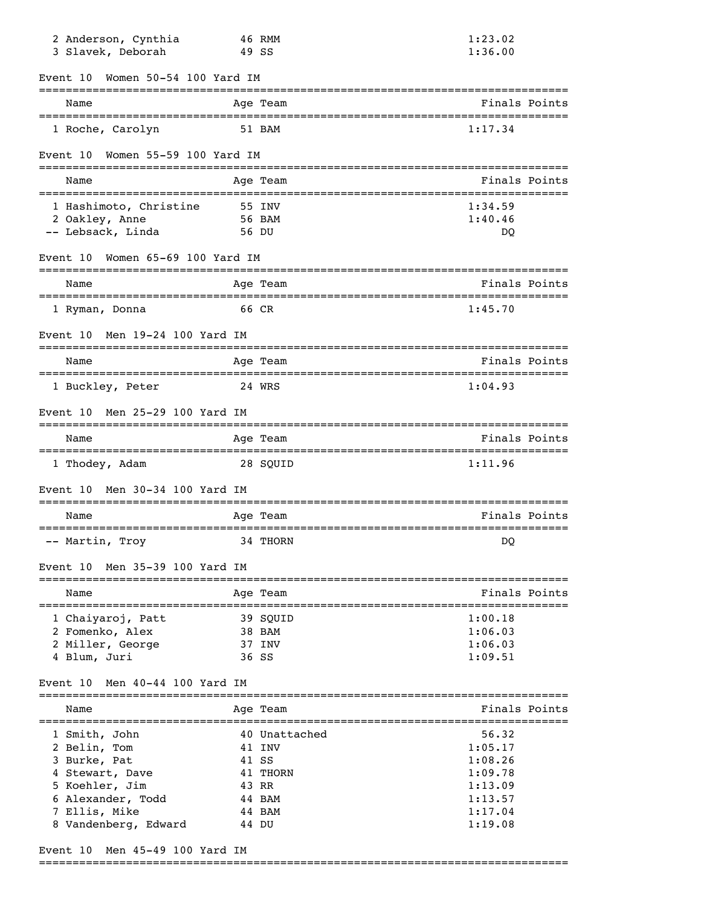| Name | Age | Team | Finals | Points |
|---|---|---|---|---|
| 2 Anderson, Cynthia | 46 | RMM | 1:23.02 | |
| 3 Slavek, Deborah | 49 | SS | 1:36.00 | |

### Event 10 Women 50-54 100 Yard IM

| Name | Age | Team | Finals | Points |
|---|---|---|---|---|
| 1 Roche, Carolyn | 51 | BAM | 1:17.34 | |

### Event 10 Women 55-59 100 Yard IM

| Name | Age | Team | Finals | Points |
|---|---|---|---|---|
| 1 Hashimoto, Christine | 55 | INV | 1:34.59 | |
| 2 Oakley, Anne | 56 | BAM | 1:40.46 | |
| -- Lebsack, Linda | 56 | DU | DQ | |

### Event 10 Women 65-69 100 Yard IM

| Name | Age | Team | Finals | Points |
|---|---|---|---|---|
| 1 Ryman, Donna | 66 | CR | 1:45.70 | |

### Event 10 Men 19-24 100 Yard IM

| Name | Age | Team | Finals | Points |
|---|---|---|---|---|
| 1 Buckley, Peter | 24 | WRS | 1:04.93 | |

### Event 10 Men 25-29 100 Yard IM

| Name | Age | Team | Finals | Points |
|---|---|---|---|---|
| 1 Thodey, Adam | 28 | SQUID | 1:11.96 | |

### Event 10 Men 30-34 100 Yard IM

| Name | Age | Team | Finals | Points |
|---|---|---|---|---|
| -- Martin, Troy | 34 | THORN | DQ | |

### Event 10 Men 35-39 100 Yard IM

| Name | Age | Team | Finals | Points |
|---|---|---|---|---|
| 1 Chaiyaroj, Patt | 39 | SQUID | 1:00.18 | |
| 2 Fomenko, Alex | 38 | BAM | 1:06.03 | |
| 2 Miller, George | 37 | INV | 1:06.03 | |
| 4 Blum, Juri | 36 | SS | 1:09.51 | |

### Event 10 Men 40-44 100 Yard IM

| Name | Age | Team | Finals | Points |
|---|---|---|---|---|
| 1 Smith, John | 40 | Unattached | 56.32 | |
| 2 Belin, Tom | 41 | INV | 1:05.17 | |
| 3 Burke, Pat | 41 | SS | 1:08.26 | |
| 4 Stewart, Dave | 41 | THORN | 1:09.78 | |
| 5 Koehler, Jim | 43 | RR | 1:13.09 | |
| 6 Alexander, Todd | 44 | BAM | 1:13.57 | |
| 7 Ellis, Mike | 44 | BAM | 1:17.04 | |
| 8 Vandenberg, Edward | 44 | DU | 1:19.08 | |

### Event 10 Men 45-49 100 Yard IM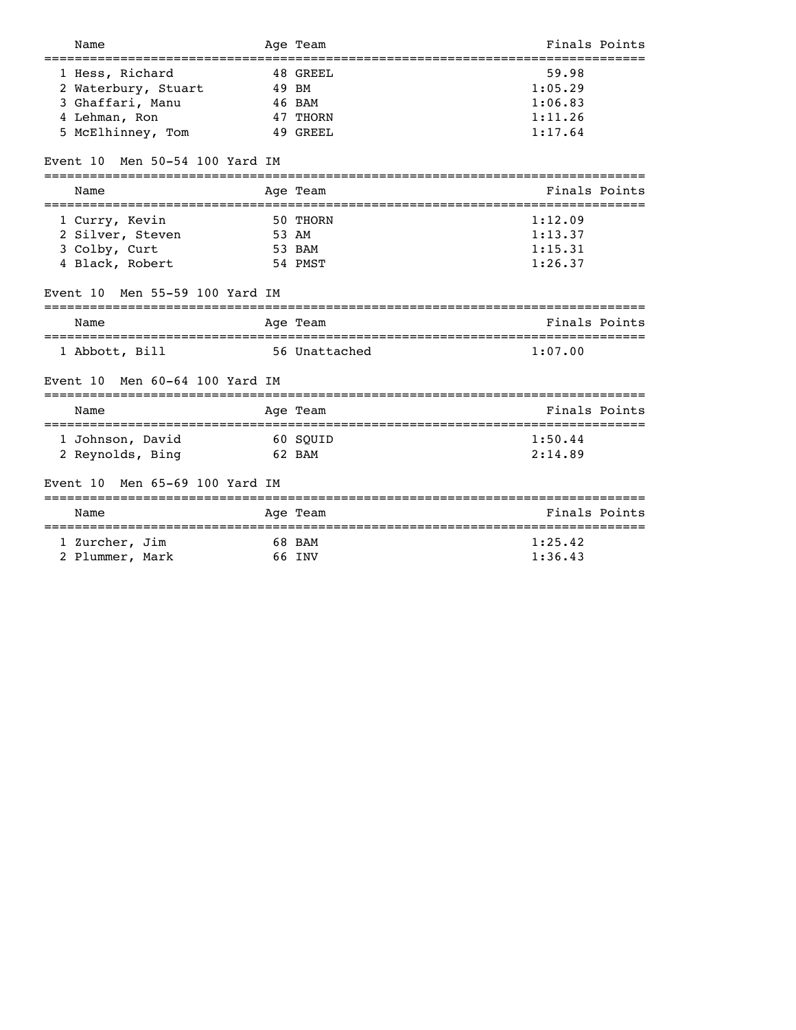| Name | Age | Team | Finals | Points |
|---|---|---|---|---|
| 1 Hess, Richard | 48 | GREEL | 59.98 | |
| 2 Waterbury, Stuart | 49 | BM | 1:05.29 | |
| 3 Ghaffari, Manu | 46 | BAM | 1:06.83 | |
| 4 Lehman, Ron | 47 | THORN | 1:11.26 | |
| 5 McElhinney, Tom | 49 | GREEL | 1:17.64 | |

Event 10 Men 50-54 100 Yard IM

| Name | Age | Team | Finals | Points |
|---|---|---|---|---|
| 1 Curry, Kevin | 50 | THORN | 1:12.09 | |
| 2 Silver, Steven | 53 | AM | 1:13.37 | |
| 3 Colby, Curt | 53 | BAM | 1:15.31 | |
| 4 Black, Robert | 54 | PMST | 1:26.37 | |

Event 10 Men 55-59 100 Yard IM

| Name | Age | Team | Finals | Points |
|---|---|---|---|---|
| 1 Abbott, Bill | 56 | Unattached | 1:07.00 | |

Event 10 Men 60-64 100 Yard IM

| Name | Age | Team | Finals | Points |
|---|---|---|---|---|
| 1 Johnson, David | 60 | SQUID | 1:50.44 | |
| 2 Reynolds, Bing | 62 | BAM | 2:14.89 | |

Event 10 Men 65-69 100 Yard IM

| Name | Age | Team | Finals | Points |
|---|---|---|---|---|
| 1 Zurcher, Jim | 68 | BAM | 1:25.42 | |
| 2 Plummer, Mark | 66 | INV | 1:36.43 | |